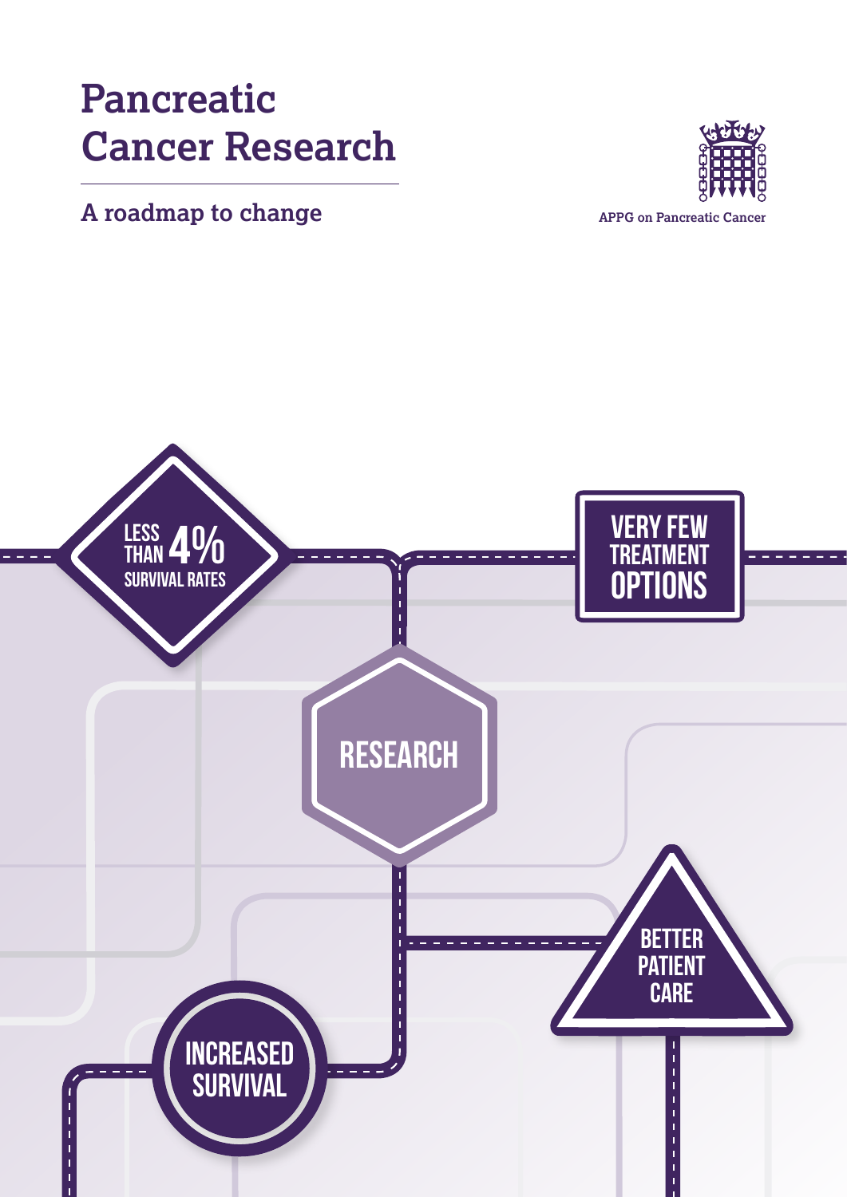# Pancreatic Cancer Research

## A roadmap to change

APPG on Pancreatic Cancer

LESS THAN 4% SURVIVAL RATES

VERY FEW TREATMENT OPTIONS

RESEARCH

BETTER PATIENT CARE

INCREASED SURVIVAL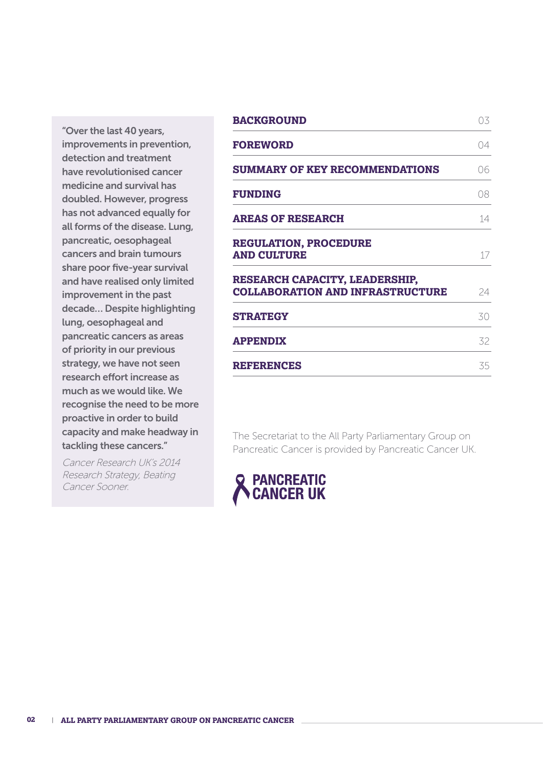> "Over the last 40 years, improvements in prevention, detection and treatment have revolutionised cancer medicine and survival has doubled. However, progress has not advanced equally for all forms of the disease. Lung, pancreatic, oesophageal cancers and brain tumours share poor five-year survival and have realised only limited improvement in the past decade... Despite highlighting lung, oesophageal and pancreatic cancers as areas of priority in our previous strategy, we have not seen research effort increase as much as we would like. We recognise the need to be more proactive in order to build capacity and make headway in tackling these cancers."
>
> *Cancer Research UK's 2014 Research Strategy, Beating Cancer Sooner.*

| | |
|---|---|
| **BACKGROUND** | 03 |
| **FOREWORD** | 04 |
| **SUMMARY OF KEY RECOMMENDATIONS** | 06 |
| **FUNDING** | 08 |
| **AREAS OF RESEARCH** | 14 |
| **REGULATION, PROCEDURE AND CULTURE** | 17 |
| **RESEARCH CAPACITY, LEADERSHIP, COLLABORATION AND INFRASTRUCTURE** | 24 |
| **STRATEGY** | 30 |
| **APPENDIX** | 32 |
| **REFERENCES** | 35 |

The Secretariat to the All Party Parliamentary Group on Pancreatic Cancer is provided by Pancreatic Cancer UK.

PANCREATIC CANCER UK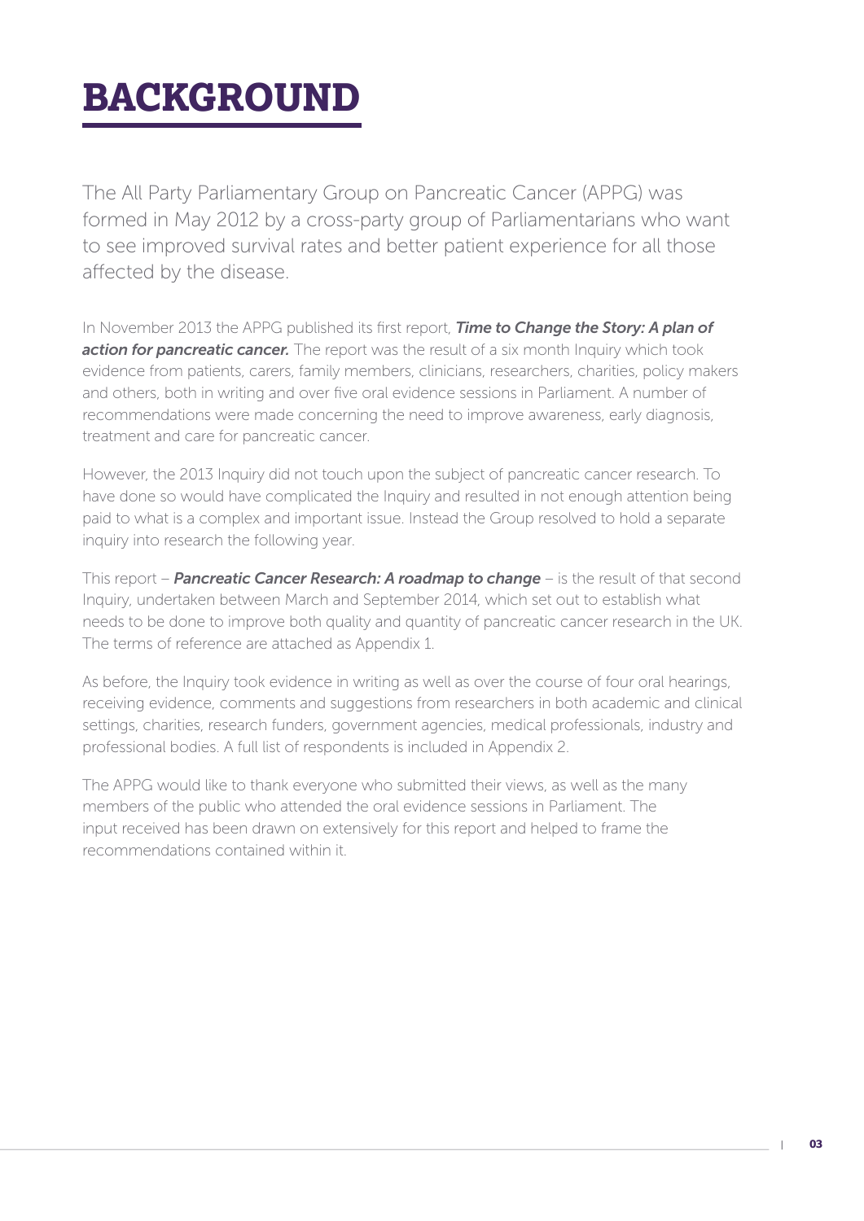# BACKGROUND

The All Party Parliamentary Group on Pancreatic Cancer (APPG) was formed in May 2012 by a cross-party group of Parliamentarians who want to see improved survival rates and better patient experience for all those affected by the disease.

In November 2013 the APPG published its first report, ***Time to Change the Story: A plan of action for pancreatic cancer.*** The report was the result of a six month Inquiry which took evidence from patients, carers, family members, clinicians, researchers, charities, policy makers and others, both in writing and over five oral evidence sessions in Parliament. A number of recommendations were made concerning the need to improve awareness, early diagnosis, treatment and care for pancreatic cancer.

However, the 2013 Inquiry did not touch upon the subject of pancreatic cancer research. To have done so would have complicated the Inquiry and resulted in not enough attention being paid to what is a complex and important issue. Instead the Group resolved to hold a separate inquiry into research the following year.

This report – ***Pancreatic Cancer Research: A roadmap to change*** – is the result of that second Inquiry, undertaken between March and September 2014, which set out to establish what needs to be done to improve both quality and quantity of pancreatic cancer research in the UK. The terms of reference are attached as Appendix 1.

As before, the Inquiry took evidence in writing as well as over the course of four oral hearings, receiving evidence, comments and suggestions from researchers in both academic and clinical settings, charities, research funders, government agencies, medical professionals, industry and professional bodies. A full list of respondents is included in Appendix 2.

The APPG would like to thank everyone who submitted their views, as well as the many members of the public who attended the oral evidence sessions in Parliament. The input received has been drawn on extensively for this report and helped to frame the recommendations contained within it.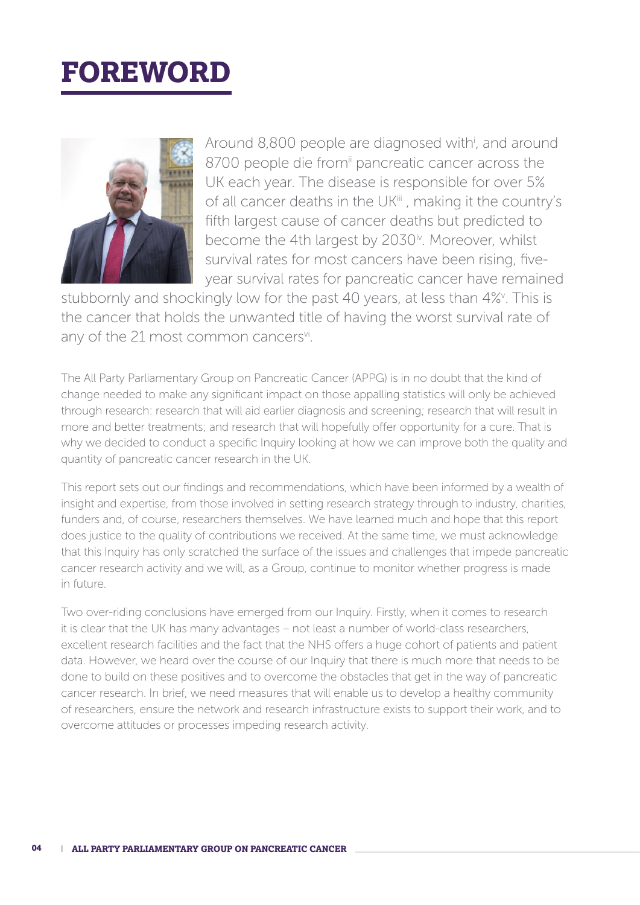# FOREWORD

Around 8,800 people are diagnosed with[i], and around 8700 people die from[ii] pancreatic cancer across the UK each year. The disease is responsible for over 5% of all cancer deaths in the UK[iii], making it the country's fifth largest cause of cancer deaths but predicted to become the 4th largest by 2030[iv]. Moreover, whilst survival rates for most cancers have been rising, five-year survival rates for pancreatic cancer have remained stubbornly and shockingly low for the past 40 years, at less than 4%[v]. This is the cancer that holds the unwanted title of having the worst survival rate of any of the 21 most common cancers[vi].

The All Party Parliamentary Group on Pancreatic Cancer (APPG) is in no doubt that the kind of change needed to make any significant impact on those appalling statistics will only be achieved through research: research that will aid earlier diagnosis and screening; research that will result in more and better treatments; and research that will hopefully offer opportunity for a cure. That is why we decided to conduct a specific Inquiry looking at how we can improve both the quality and quantity of pancreatic cancer research in the UK.

This report sets out our findings and recommendations, which have been informed by a wealth of insight and expertise, from those involved in setting research strategy through to industry, charities, funders and, of course, researchers themselves. We have learned much and hope that this report does justice to the quality of contributions we received. At the same time, we must acknowledge that this Inquiry has only scratched the surface of the issues and challenges that impede pancreatic cancer research activity and we will, as a Group, continue to monitor whether progress is made in future.

Two over-riding conclusions have emerged from our Inquiry. Firstly, when it comes to research it is clear that the UK has many advantages – not least a number of world-class researchers, excellent research facilities and the fact that the NHS offers a huge cohort of patients and patient data. However, we heard over the course of our Inquiry that there is much more that needs to be done to build on these positives and to overcome the obstacles that get in the way of pancreatic cancer research. In brief, we need measures that will enable us to develop a healthy community of researchers, ensure the network and research infrastructure exists to support their work, and to overcome attitudes or processes impeding research activity.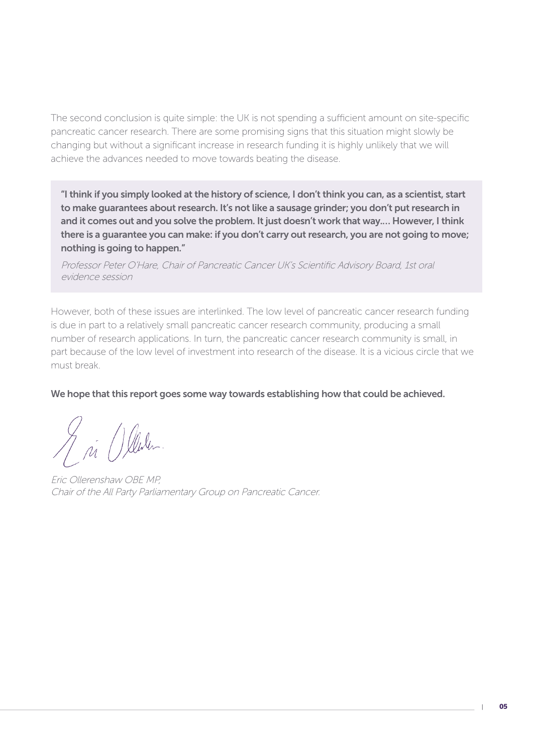The second conclusion is quite simple: the UK is not spending a sufficient amount on site-specific pancreatic cancer research. There are some promising signs that this situation might slowly be changing but without a significant increase in research funding it is highly unlikely that we will achieve the advances needed to move towards beating the disease.

> **"I think if you simply looked at the history of science, I don't think you can, as a scientist, start to make guarantees about research. It's not like a sausage grinder; you don't put research in and it comes out and you solve the problem. It just doesn't work that way.... However, I think there is a guarantee you can make: if you don't carry out research, you are not going to move; nothing is going to happen."**
>
> *Professor Peter O'Hare, Chair of Pancreatic Cancer UK's Scientific Advisory Board, 1st oral evidence session*

However, both of these issues are interlinked. The low level of pancreatic cancer research funding is due in part to a relatively small pancreatic cancer research community, producing a small number of research applications. In turn, the pancreatic cancer research community is small, in part because of the low level of investment into research of the disease. It is a vicious circle that we must break.

**We hope that this report goes some way towards establishing how that could be achieved.**

*Eric Ollerenshaw OBE MP,*
*Chair of the All Party Parliamentary Group on Pancreatic Cancer.*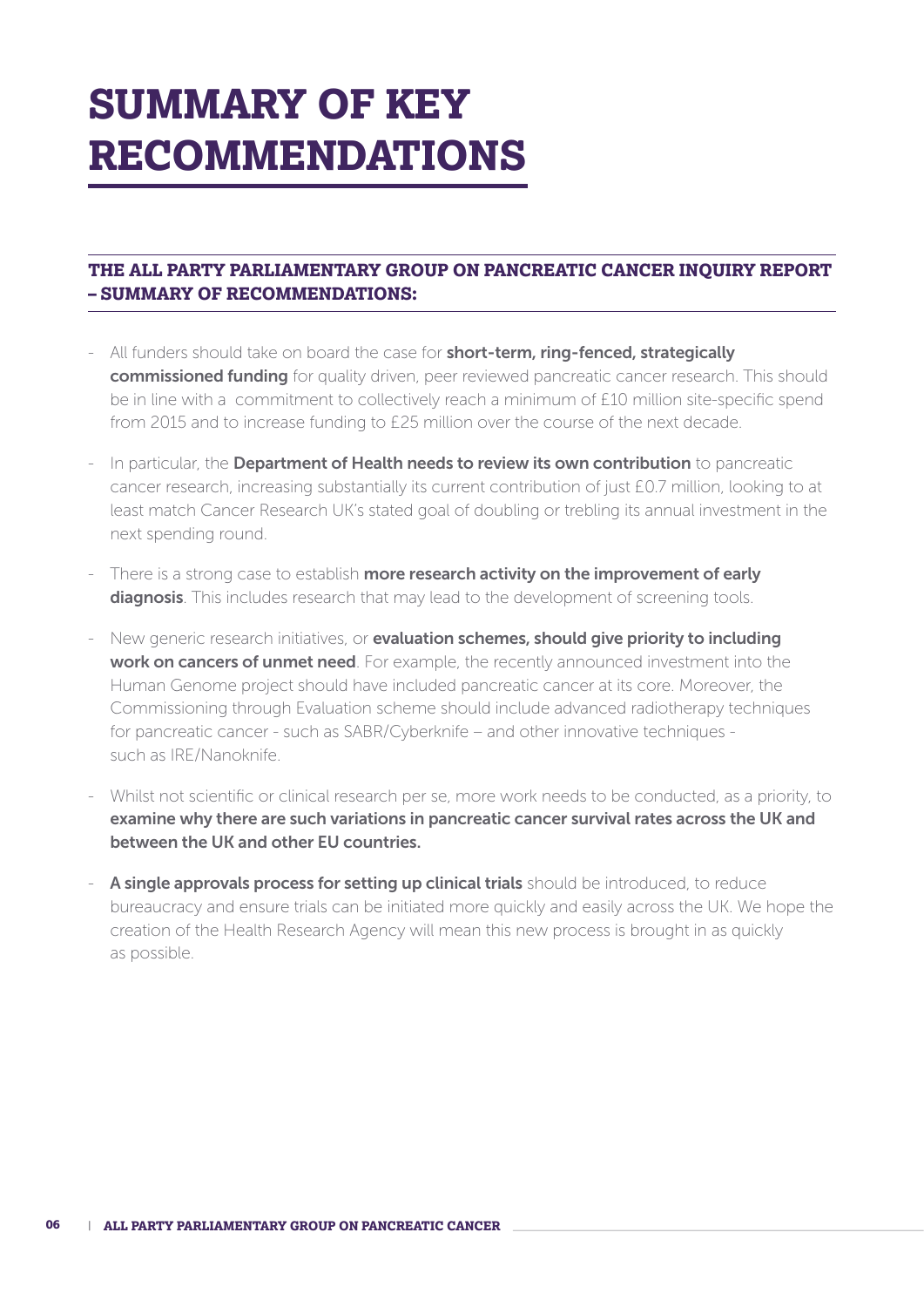# SUMMARY OF KEY RECOMMENDATIONS

## THE ALL PARTY PARLIAMENTARY GROUP ON PANCREATIC CANCER INQUIRY REPORT – SUMMARY OF RECOMMENDATIONS:

- All funders should take on board the case for **short-term, ring-fenced, strategically commissioned funding** for quality driven, peer reviewed pancreatic cancer research. This should be in line with a commitment to collectively reach a minimum of £10 million site-specific spend from 2015 and to increase funding to £25 million over the course of the next decade.
- In particular, the **Department of Health needs to review its own contribution** to pancreatic cancer research, increasing substantially its current contribution of just £0.7 million, looking to at least match Cancer Research UK's stated goal of doubling or trebling its annual investment in the next spending round.
- There is a strong case to establish **more research activity on the improvement of early diagnosis**. This includes research that may lead to the development of screening tools.
- New generic research initiatives, or **evaluation schemes, should give priority to including work on cancers of unmet need**. For example, the recently announced investment into the Human Genome project should have included pancreatic cancer at its core. Moreover, the Commissioning through Evaluation scheme should include advanced radiotherapy techniques for pancreatic cancer - such as SABR/Cyberknife – and other innovative techniques - such as IRE/Nanoknife.
- Whilst not scientific or clinical research per se, more work needs to be conducted, as a priority, to **examine why there are such variations in pancreatic cancer survival rates across the UK and between the UK and other EU countries.**
- **A single approvals process for setting up clinical trials** should be introduced, to reduce bureaucracy and ensure trials can be initiated more quickly and easily across the UK. We hope the creation of the Health Research Agency will mean this new process is brought in as quickly as possible.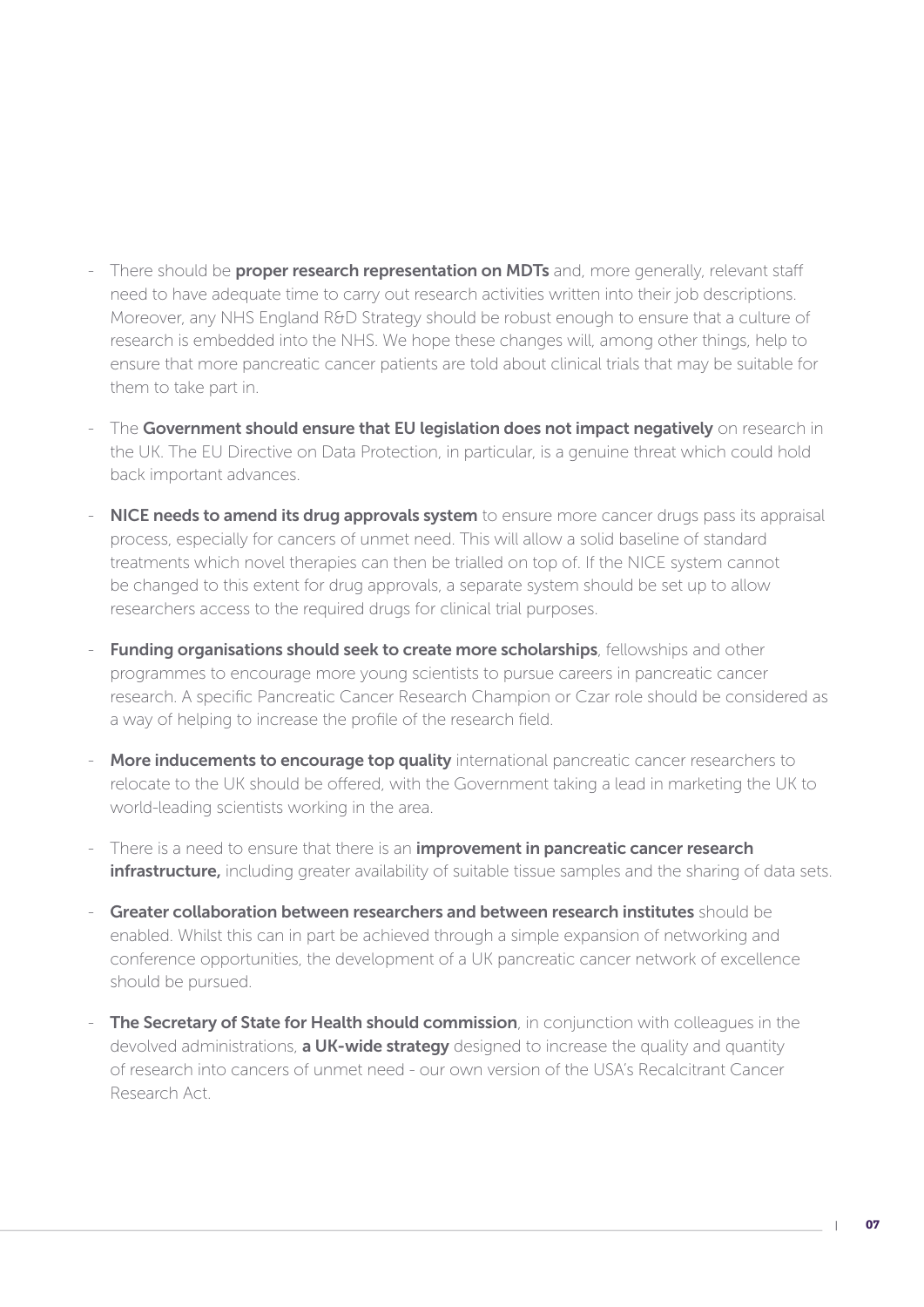- There should be **proper research representation on MDTs** and, more generally, relevant staff need to have adequate time to carry out research activities written into their job descriptions. Moreover, any NHS England R&D Strategy should be robust enough to ensure that a culture of research is embedded into the NHS. We hope these changes will, among other things, help to ensure that more pancreatic cancer patients are told about clinical trials that may be suitable for them to take part in.
- The **Government should ensure that EU legislation does not impact negatively** on research in the UK. The EU Directive on Data Protection, in particular, is a genuine threat which could hold back important advances.
- **NICE needs to amend its drug approvals system** to ensure more cancer drugs pass its appraisal process, especially for cancers of unmet need. This will allow a solid baseline of standard treatments which novel therapies can then be trialled on top of. If the NICE system cannot be changed to this extent for drug approvals, a separate system should be set up to allow researchers access to the required drugs for clinical trial purposes.
- **Funding organisations should seek to create more scholarships**, fellowships and other programmes to encourage more young scientists to pursue careers in pancreatic cancer research. A specific Pancreatic Cancer Research Champion or Czar role should be considered as a way of helping to increase the profile of the research field.
- **More inducements to encourage top quality** international pancreatic cancer researchers to relocate to the UK should be offered, with the Government taking a lead in marketing the UK to world-leading scientists working in the area.
- There is a need to ensure that there is an **improvement in pancreatic cancer research infrastructure,** including greater availability of suitable tissue samples and the sharing of data sets.
- **Greater collaboration between researchers and between research institutes** should be enabled. Whilst this can in part be achieved through a simple expansion of networking and conference opportunities, the development of a UK pancreatic cancer network of excellence should be pursued.
- **The Secretary of State for Health should commission**, in conjunction with colleagues in the devolved administrations, **a UK-wide strategy** designed to increase the quality and quantity of research into cancers of unmet need - our own version of the USA's Recalcitrant Cancer Research Act.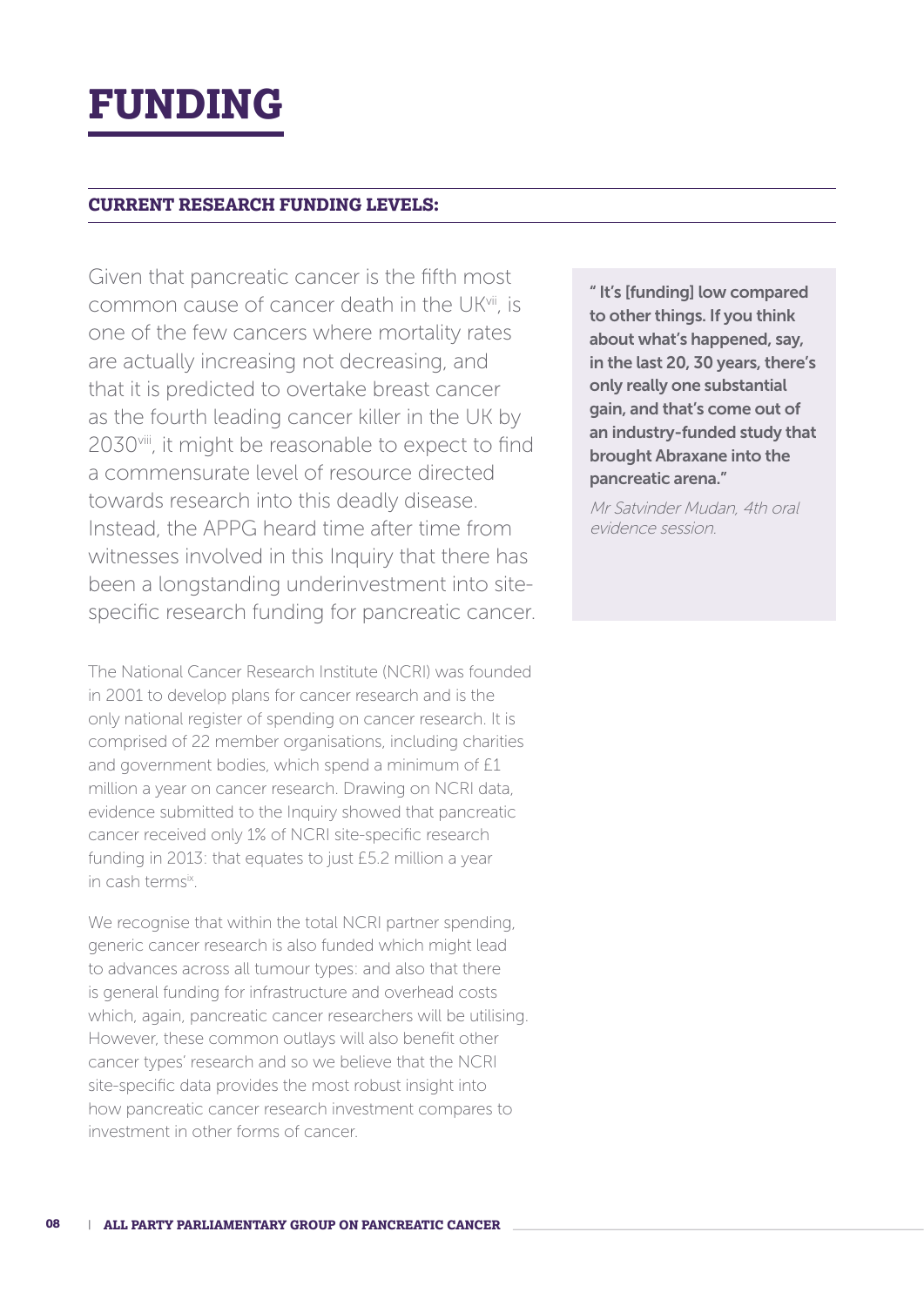# FUNDING

## CURRENT RESEARCH FUNDING LEVELS:

Given that pancreatic cancer is the fifth most common cause of cancer death in the UK[vii], is one of the few cancers where mortality rates are actually increasing not decreasing, and that it is predicted to overtake breast cancer as the fourth leading cancer killer in the UK by 2030[viii], it might be reasonable to expect to find a commensurate level of resource directed towards research into this deadly disease. Instead, the APPG heard time after time from witnesses involved in this Inquiry that there has been a longstanding underinvestment into site-specific research funding for pancreatic cancer.

> **" It's [funding] low compared to other things. If you think about what's happened, say, in the last 20, 30 years, there's only really one substantial gain, and that's come out of an industry-funded study that brought Abraxane into the pancreatic arena."**
>
> *Mr Satvinder Mudan, 4th oral evidence session.*

The National Cancer Research Institute (NCRI) was founded in 2001 to develop plans for cancer research and is the only national register of spending on cancer research. It is comprised of 22 member organisations, including charities and government bodies, which spend a minimum of £1 million a year on cancer research. Drawing on NCRI data, evidence submitted to the Inquiry showed that pancreatic cancer received only 1% of NCRI site-specific research funding in 2013: that equates to just £5.2 million a year in cash terms[ix].

We recognise that within the total NCRI partner spending, generic cancer research is also funded which might lead to advances across all tumour types: and also that there is general funding for infrastructure and overhead costs which, again, pancreatic cancer researchers will be utilising. However, these common outlays will also benefit other cancer types' research and so we believe that the NCRI site-specific data provides the most robust insight into how pancreatic cancer research investment compares to investment in other forms of cancer.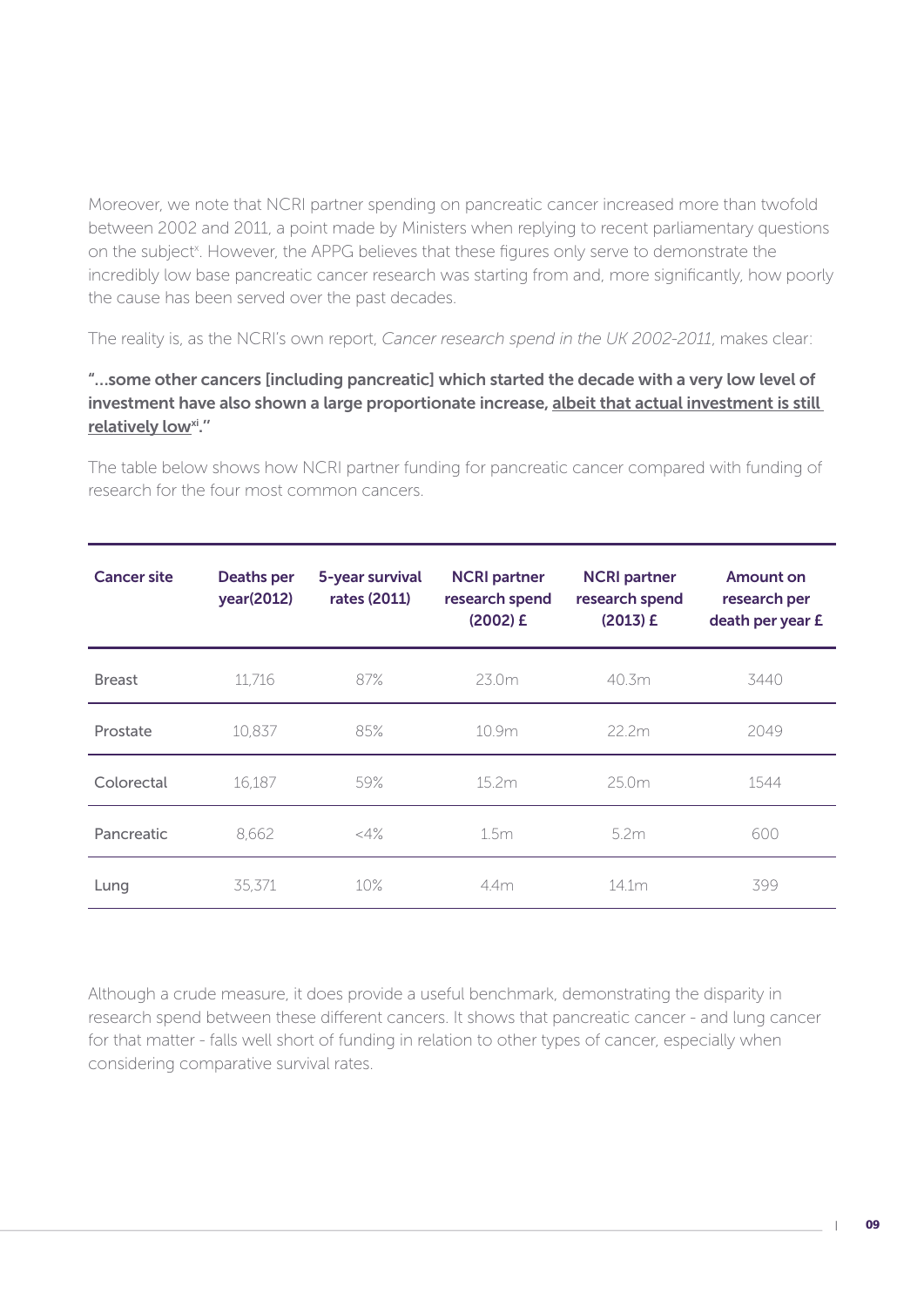Moreover, we note that NCRI partner spending on pancreatic cancer increased more than twofold between 2002 and 2011, a point made by Ministers when replying to recent parliamentary questions on the subject[x]. However, the APPG believes that these figures only serve to demonstrate the incredibly low base pancreatic cancer research was starting from and, more significantly, how poorly the cause has been served over the past decades.

The reality is, as the NCRI's own report, *Cancer research spend in the UK 2002-2011*, makes clear:

**"...some other cancers [including pancreatic] which started the decade with a very low level of investment have also shown a large proportionate increase, <u>albeit that actual investment is still relatively low</u>[xi]."**

The table below shows how NCRI partner funding for pancreatic cancer compared with funding of research for the four most common cancers.

| Cancer site | Deaths per year(2012) | 5-year survival rates (2011) | NCRI partner research spend (2002) £ | NCRI partner research spend (2013) £ | Amount on research per death per year £ |
|---|---|---|---|---|---|
| Breast | 11,716 | 87% | 23.0m | 40.3m | 3440 |
| Prostate | 10,837 | 85% | 10.9m | 22.2m | 2049 |
| Colorectal | 16,187 | 59% | 15.2m | 25.0m | 1544 |
| Pancreatic | 8,662 | <4% | 1.5m | 5.2m | 600 |
| Lung | 35,371 | 10% | 4.4m | 14.1m | 399 |

Although a crude measure, it does provide a useful benchmark, demonstrating the disparity in research spend between these different cancers. It shows that pancreatic cancer - and lung cancer for that matter - falls well short of funding in relation to other types of cancer, especially when considering comparative survival rates.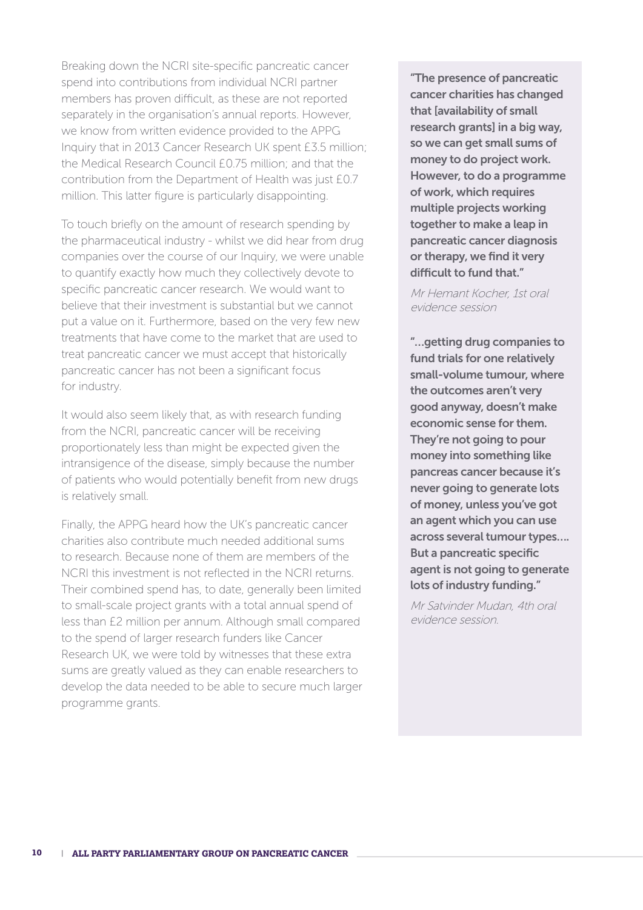Breaking down the NCRI site-specific pancreatic cancer spend into contributions from individual NCRI partner members has proven difficult, as these are not reported separately in the organisation's annual reports. However, we know from written evidence provided to the APPG Inquiry that in 2013 Cancer Research UK spent £3.5 million; the Medical Research Council £0.75 million; and that the contribution from the Department of Health was just £0.7 million. This latter figure is particularly disappointing.

To touch briefly on the amount of research spending by the pharmaceutical industry - whilst we did hear from drug companies over the course of our Inquiry, we were unable to quantify exactly how much they collectively devote to specific pancreatic cancer research. We would want to believe that their investment is substantial but we cannot put a value on it. Furthermore, based on the very few new treatments that have come to the market that are used to treat pancreatic cancer we must accept that historically pancreatic cancer has not been a significant focus for industry.

It would also seem likely that, as with research funding from the NCRI, pancreatic cancer will be receiving proportionately less than might be expected given the intransigence of the disease, simply because the number of patients who would potentially benefit from new drugs is relatively small.

Finally, the APPG heard how the UK's pancreatic cancer charities also contribute much needed additional sums to research. Because none of them are members of the NCRI this investment is not reflected in the NCRI returns. Their combined spend has, to date, generally been limited to small-scale project grants with a total annual spend of less than £2 million per annum. Although small compared to the spend of larger research funders like Cancer Research UK, we were told by witnesses that these extra sums are greatly valued as they can enable researchers to develop the data needed to be able to secure much larger programme grants.

**"The presence of pancreatic cancer charities has changed that [availability of small research grants] in a big way, so we can get small sums of money to do project work. However, to do a programme of work, which requires multiple projects working together to make a leap in pancreatic cancer diagnosis or therapy, we find it very difficult to fund that."**

*Mr Hemant Kocher, 1st oral evidence session*

**"…getting drug companies to fund trials for one relatively small-volume tumour, where the outcomes aren't very good anyway, doesn't make economic sense for them. They're not going to pour money into something like pancreas cancer because it's never going to generate lots of money, unless you've got an agent which you can use across several tumour types…. But a pancreatic specific agent is not going to generate lots of industry funding."**

*Mr Satvinder Mudan, 4th oral evidence session.*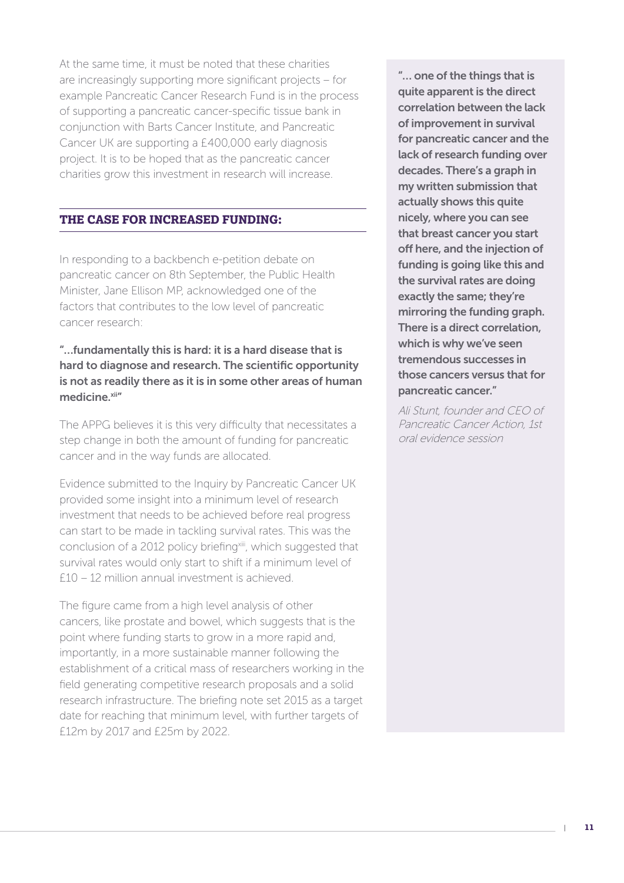At the same time, it must be noted that these charities are increasingly supporting more significant projects – for example Pancreatic Cancer Research Fund is in the process of supporting a pancreatic cancer-specific tissue bank in conjunction with Barts Cancer Institute, and Pancreatic Cancer UK are supporting a £400,000 early diagnosis project. It is to be hoped that as the pancreatic cancer charities grow this investment in research will increase.

## THE CASE FOR INCREASED FUNDING:

In responding to a backbench e-petition debate on pancreatic cancer on 8th September, the Public Health Minister, Jane Ellison MP, acknowledged one of the factors that contributes to the low level of pancreatic cancer research:

**"…fundamentally this is hard: it is a hard disease that is hard to diagnose and research. The scientific opportunity is not as readily there as it is in some other areas of human medicine.[xii]"**

The APPG believes it is this very difficulty that necessitates a step change in both the amount of funding for pancreatic cancer and in the way funds are allocated.

Evidence submitted to the Inquiry by Pancreatic Cancer UK provided some insight into a minimum level of research investment that needs to be achieved before real progress can start to be made in tackling survival rates. This was the conclusion of a 2012 policy briefing[xiii], which suggested that survival rates would only start to shift if a minimum level of £10 – 12 million annual investment is achieved.

The figure came from a high level analysis of other cancers, like prostate and bowel, which suggests that is the point where funding starts to grow in a more rapid and, importantly, in a more sustainable manner following the establishment of a critical mass of researchers working in the field generating competitive research proposals and a solid research infrastructure. The briefing note set 2015 as a target date for reaching that minimum level, with further targets of £12m by 2017 and £25m by 2022.

**"… one of the things that is quite apparent is the direct correlation between the lack of improvement in survival for pancreatic cancer and the lack of research funding over decades. There's a graph in my written submission that actually shows this quite nicely, where you can see that breast cancer you start off here, and the injection of funding is going like this and the survival rates are doing exactly the same; they're mirroring the funding graph. There is a direct correlation, which is why we've seen tremendous successes in those cancers versus that for pancreatic cancer."**

*Ali Stunt, founder and CEO of Pancreatic Cancer Action, 1st oral evidence session*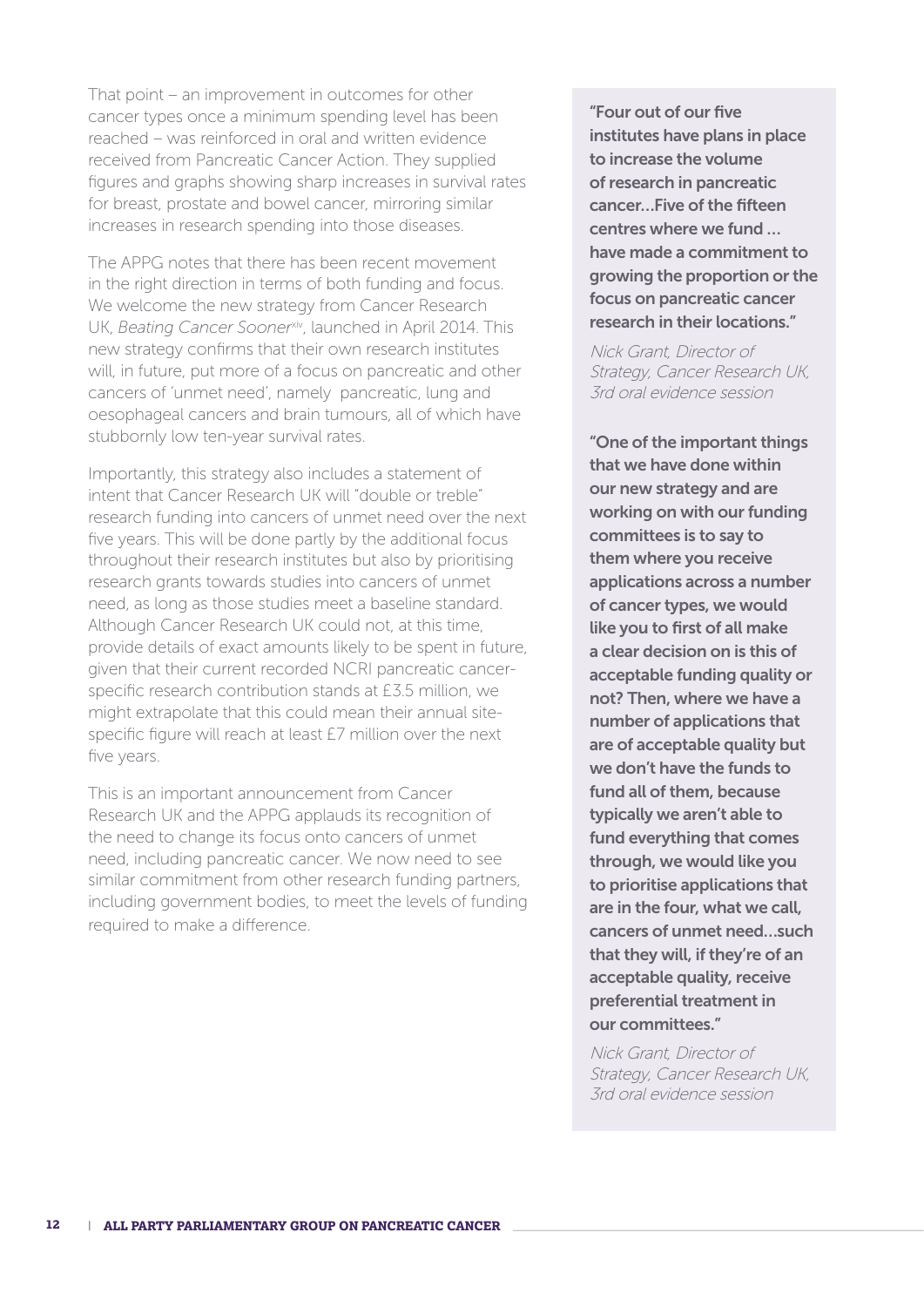That point – an improvement in outcomes for other cancer types once a minimum spending level has been reached – was reinforced in oral and written evidence received from Pancreatic Cancer Action. They supplied figures and graphs showing sharp increases in survival rates for breast, prostate and bowel cancer, mirroring similar increases in research spending into those diseases.

The APPG notes that there has been recent movement in the right direction in terms of both funding and focus. We welcome the new strategy from Cancer Research UK, *Beating Cancer Sooner*[xiv], launched in April 2014. This new strategy confirms that their own research institutes will, in future, put more of a focus on pancreatic and other cancers of 'unmet need', namely pancreatic, lung and oesophageal cancers and brain tumours, all of which have stubbornly low ten-year survival rates.

Importantly, this strategy also includes a statement of intent that Cancer Research UK will "double or treble" research funding into cancers of unmet need over the next five years. This will be done partly by the additional focus throughout their research institutes but also by prioritising research grants towards studies into cancers of unmet need, as long as those studies meet a baseline standard. Although Cancer Research UK could not, at this time, provide details of exact amounts likely to be spent in future, given that their current recorded NCRI pancreatic cancer-specific research contribution stands at £3.5 million, we might extrapolate that this could mean their annual site-specific figure will reach at least £7 million over the next five years.

This is an important announcement from Cancer Research UK and the APPG applauds its recognition of the need to change its focus onto cancers of unmet need, including pancreatic cancer. We now need to see similar commitment from other research funding partners, including government bodies, to meet the levels of funding required to make a difference.

> **"Four out of our five institutes have plans in place to increase the volume of research in pancreatic cancer…Five of the fifteen centres where we fund … have made a commitment to growing the proportion or the focus on pancreatic cancer research in their locations."**
>
> *Nick Grant, Director of Strategy, Cancer Research UK, 3rd oral evidence session*

> **"One of the important things that we have done within our new strategy and are working on with our funding committees is to say to them where you receive applications across a number of cancer types, we would like you to first of all make a clear decision on is this of acceptable funding quality or not? Then, where we have a number of applications that are of acceptable quality but we don't have the funds to fund all of them, because typically we aren't able to fund everything that comes through, we would like you to prioritise applications that are in the four, what we call, cancers of unmet need…such that they will, if they're of an acceptable quality, receive preferential treatment in our committees."**
>
> *Nick Grant, Director of Strategy, Cancer Research UK, 3rd oral evidence session*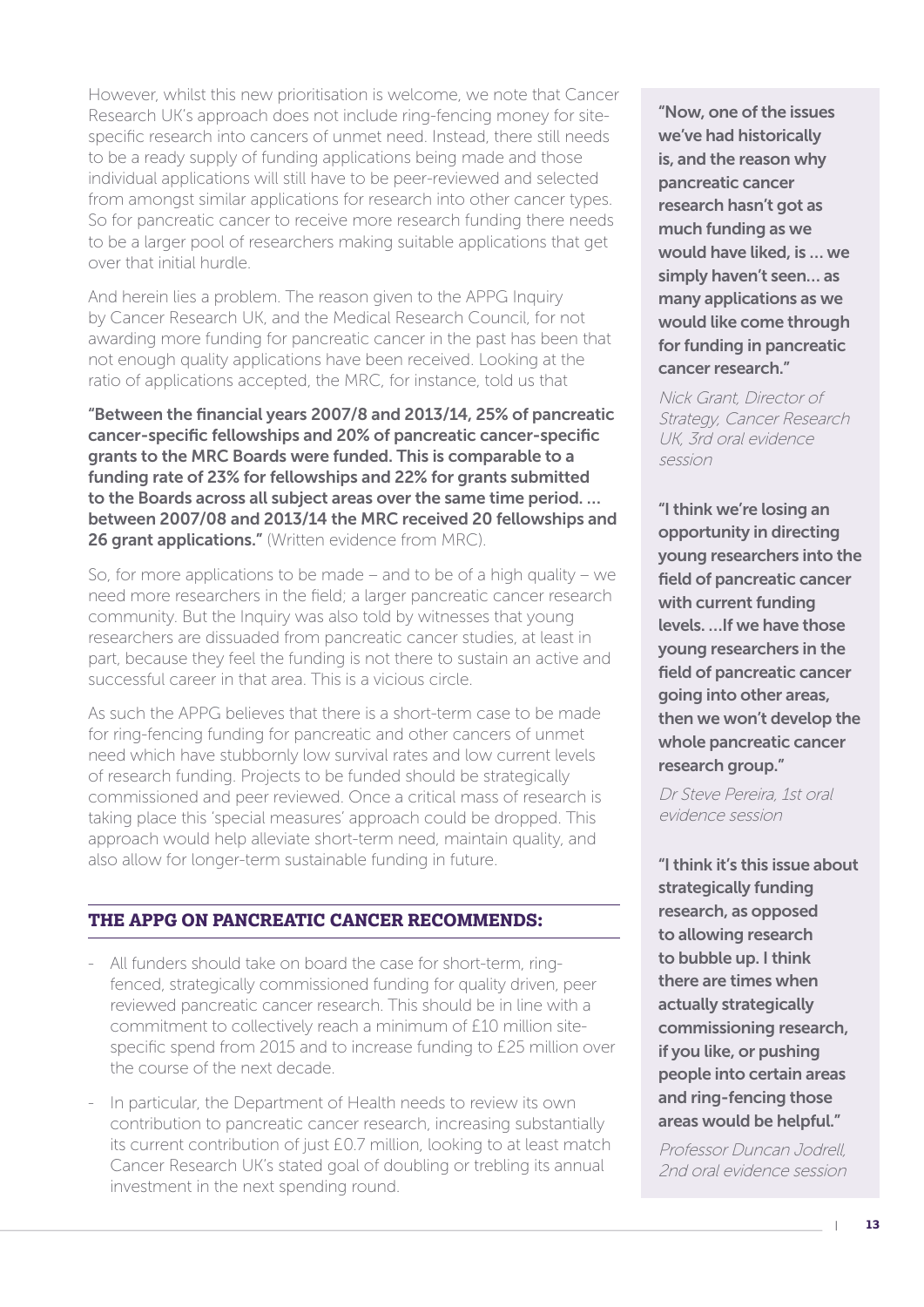However, whilst this new prioritisation is welcome, we note that Cancer Research UK's approach does not include ring-fencing money for site-specific research into cancers of unmet need. Instead, there still needs to be a ready supply of funding applications being made and those individual applications will still have to be peer-reviewed and selected from amongst similar applications for research into other cancer types. So for pancreatic cancer to receive more research funding there needs to be a larger pool of researchers making suitable applications that get over that initial hurdle.

And herein lies a problem. The reason given to the APPG Inquiry by Cancer Research UK, and the Medical Research Council, for not awarding more funding for pancreatic cancer in the past has been that not enough quality applications have been received. Looking at the ratio of applications accepted, the MRC, for instance, told us that

**"Between the financial years 2007/8 and 2013/14, 25% of pancreatic cancer-specific fellowships and 20% of pancreatic cancer-specific grants to the MRC Boards were funded. This is comparable to a funding rate of 23% for fellowships and 22% for grants submitted to the Boards across all subject areas over the same time period. … between 2007/08 and 2013/14 the MRC received 20 fellowships and 26 grant applications."** (Written evidence from MRC).

So, for more applications to be made – and to be of a high quality – we need more researchers in the field; a larger pancreatic cancer research community. But the Inquiry was also told by witnesses that young researchers are dissuaded from pancreatic cancer studies, at least in part, because they feel the funding is not there to sustain an active and successful career in that area. This is a vicious circle.

As such the APPG believes that there is a short-term case to be made for ring-fencing funding for pancreatic and other cancers of unmet need which have stubbornly low survival rates and low current levels of research funding. Projects to be funded should be strategically commissioned and peer reviewed. Once a critical mass of research is taking place this 'special measures' approach could be dropped. This approach would help alleviate short-term need, maintain quality, and also allow for longer-term sustainable funding in future.

### THE APPG ON PANCREATIC CANCER RECOMMENDS:

- All funders should take on board the case for short-term, ring-fenced, strategically commissioned funding for quality driven, peer reviewed pancreatic cancer research. This should be in line with a commitment to collectively reach a minimum of £10 million site-specific spend from 2015 and to increase funding to £25 million over the course of the next decade.
- In particular, the Department of Health needs to review its own contribution to pancreatic cancer research, increasing substantially its current contribution of just £0.7 million, looking to at least match Cancer Research UK's stated goal of doubling or trebling its annual investment in the next spending round.

**"Now, one of the issues we've had historically is, and the reason why pancreatic cancer research hasn't got as much funding as we would have liked, is … we simply haven't seen… as many applications as we would like come through for funding in pancreatic cancer research."**

*Nick Grant, Director of Strategy, Cancer Research UK, 3rd oral evidence session*

**"I think we're losing an opportunity in directing young researchers into the field of pancreatic cancer with current funding levels. …If we have those young researchers in the field of pancreatic cancer going into other areas, then we won't develop the whole pancreatic cancer research group."**

*Dr Steve Pereira, 1st oral evidence session*

**"I think it's this issue about strategically funding research, as opposed to allowing research to bubble up. I think there are times when actually strategically commissioning research, if you like, or pushing people into certain areas and ring-fencing those areas would be helpful."**

*Professor Duncan Jodrell, 2nd oral evidence session*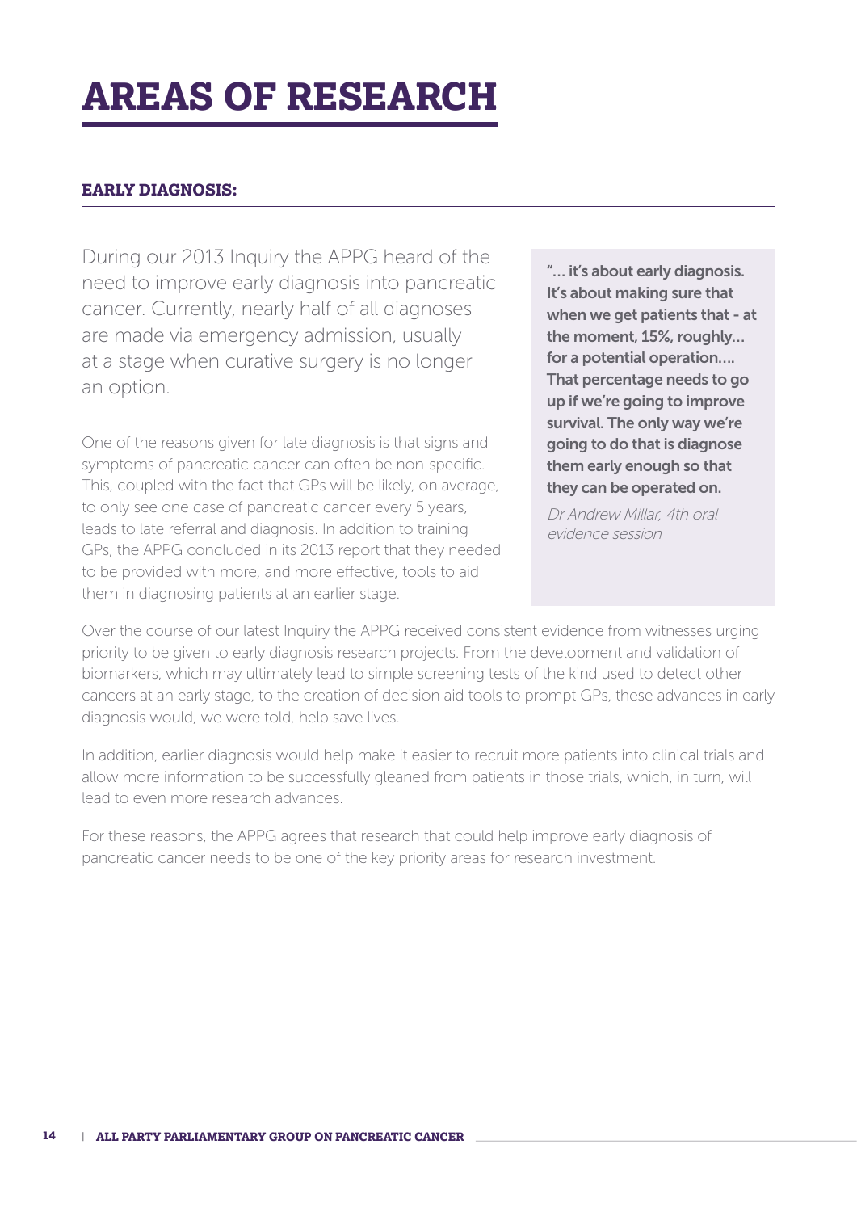# AREAS OF RESEARCH

## EARLY DIAGNOSIS:

During our 2013 Inquiry the APPG heard of the need to improve early diagnosis into pancreatic cancer. Currently, nearly half of all diagnoses are made via emergency admission, usually at a stage when curative surgery is no longer an option.

One of the reasons given for late diagnosis is that signs and symptoms of pancreatic cancer can often be non-specific. This, coupled with the fact that GPs will be likely, on average, to only see one case of pancreatic cancer every 5 years, leads to late referral and diagnosis. In addition to training GPs, the APPG concluded in its 2013 report that they needed to be provided with more, and more effective, tools to aid them in diagnosing patients at an earlier stage.

> **"… it's about early diagnosis. It's about making sure that when we get patients that - at the moment, 15%, roughly… for a potential operation…. That percentage needs to go up if we're going to improve survival. The only way we're going to do that is diagnose them early enough so that they can be operated on.**
>
> *Dr Andrew Millar, 4th oral evidence session*

Over the course of our latest Inquiry the APPG received consistent evidence from witnesses urging priority to be given to early diagnosis research projects. From the development and validation of biomarkers, which may ultimately lead to simple screening tests of the kind used to detect other cancers at an early stage, to the creation of decision aid tools to prompt GPs, these advances in early diagnosis would, we were told, help save lives.

In addition, earlier diagnosis would help make it easier to recruit more patients into clinical trials and allow more information to be successfully gleaned from patients in those trials, which, in turn, will lead to even more research advances.

For these reasons, the APPG agrees that research that could help improve early diagnosis of pancreatic cancer needs to be one of the key priority areas for research investment.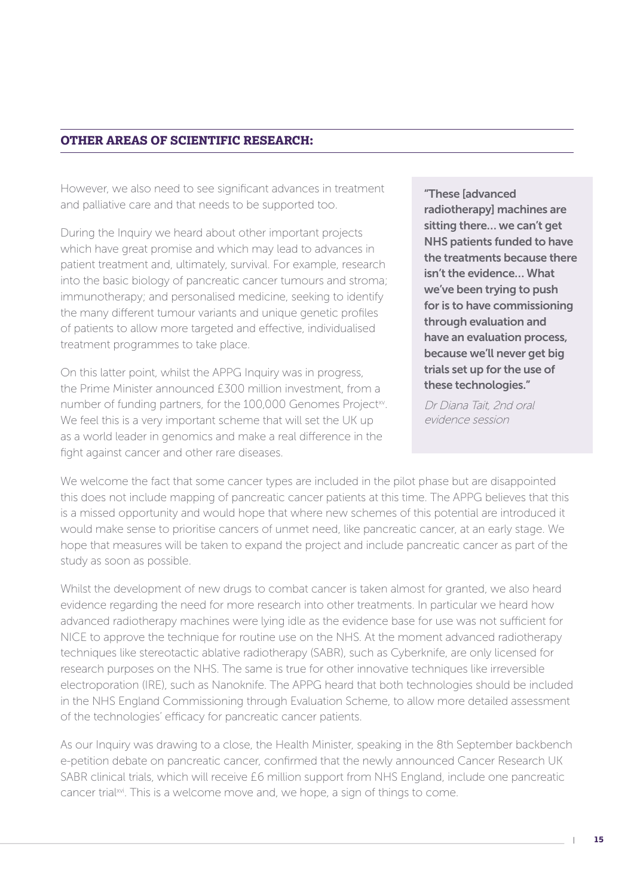## OTHER AREAS OF SCIENTIFIC RESEARCH:

However, we also need to see significant advances in treatment and palliative care and that needs to be supported too.

During the Inquiry we heard about other important projects which have great promise and which may lead to advances in patient treatment and, ultimately, survival. For example, research into the basic biology of pancreatic cancer tumours and stroma; immunotherapy; and personalised medicine, seeking to identify the many different tumour variants and unique genetic profiles of patients to allow more targeted and effective, individualised treatment programmes to take place.

On this latter point, whilst the APPG Inquiry was in progress, the Prime Minister announced £300 million investment, from a number of funding partners, for the 100,000 Genomes Project[xv]. We feel this is a very important scheme that will set the UK up as a world leader in genomics and make a real difference in the fight against cancer and other rare diseases.

> **"These [advanced radiotherapy] machines are sitting there… we can't get NHS patients funded to have the treatments because there isn't the evidence… What we've been trying to push for is to have commissioning through evaluation and have an evaluation process, because we'll never get big trials set up for the use of these technologies."**
>
> *Dr Diana Tait, 2nd oral evidence session*

We welcome the fact that some cancer types are included in the pilot phase but are disappointed this does not include mapping of pancreatic cancer patients at this time. The APPG believes that this is a missed opportunity and would hope that where new schemes of this potential are introduced it would make sense to prioritise cancers of unmet need, like pancreatic cancer, at an early stage. We hope that measures will be taken to expand the project and include pancreatic cancer as part of the study as soon as possible.

Whilst the development of new drugs to combat cancer is taken almost for granted, we also heard evidence regarding the need for more research into other treatments. In particular we heard how advanced radiotherapy machines were lying idle as the evidence base for use was not sufficient for NICE to approve the technique for routine use on the NHS. At the moment advanced radiotherapy techniques like stereotactic ablative radiotherapy (SABR), such as Cyberknife, are only licensed for research purposes on the NHS. The same is true for other innovative techniques like irreversible electroporation (IRE), such as Nanoknife. The APPG heard that both technologies should be included in the NHS England Commissioning through Evaluation Scheme, to allow more detailed assessment of the technologies' efficacy for pancreatic cancer patients.

As our Inquiry was drawing to a close, the Health Minister, speaking in the 8th September backbench e-petition debate on pancreatic cancer, confirmed that the newly announced Cancer Research UK SABR clinical trials, which will receive £6 million support from NHS England, include one pancreatic cancer trial[xvi]. This is a welcome move and, we hope, a sign of things to come.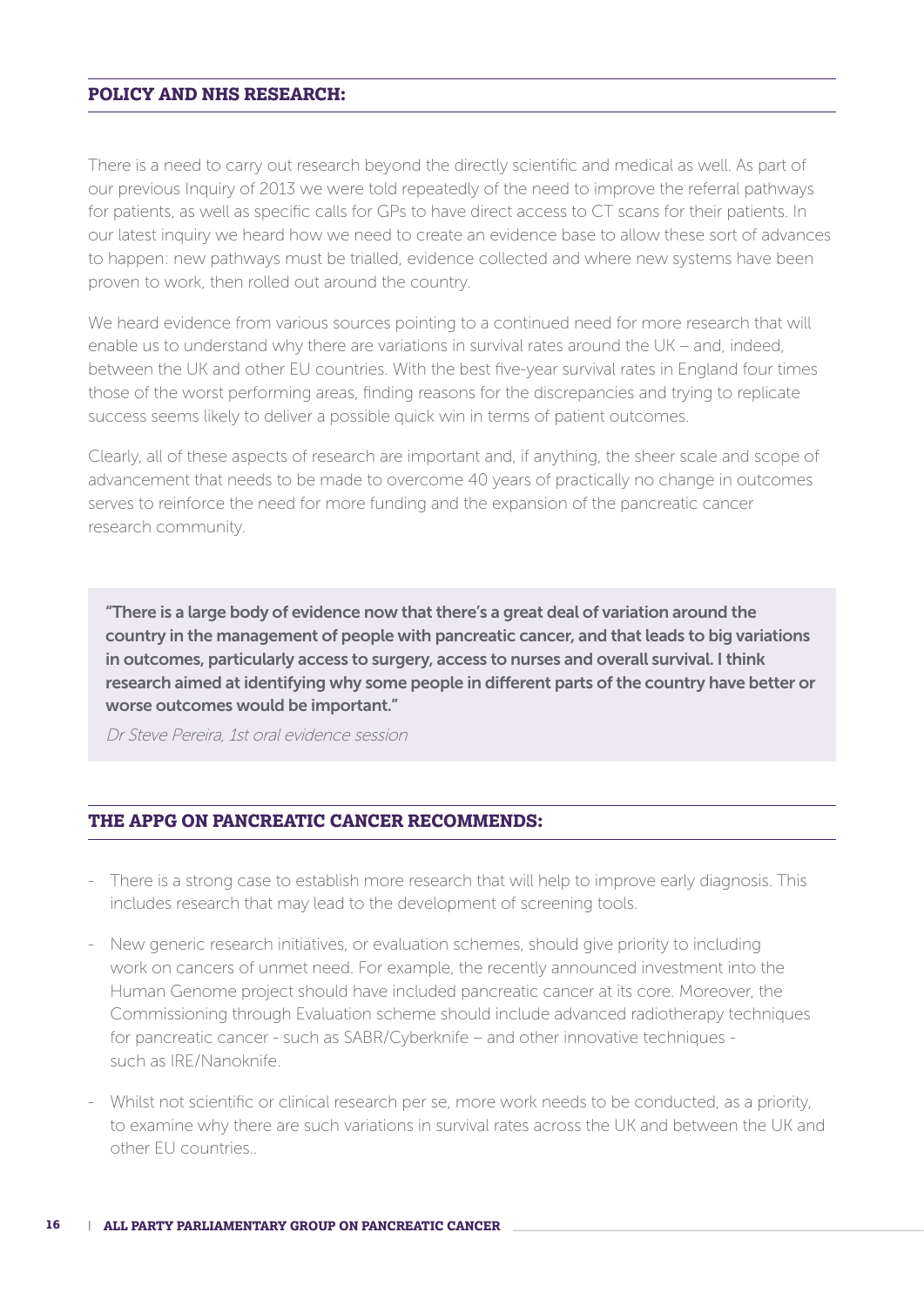## POLICY AND NHS RESEARCH:

There is a need to carry out research beyond the directly scientific and medical as well. As part of our previous Inquiry of 2013 we were told repeatedly of the need to improve the referral pathways for patients, as well as specific calls for GPs to have direct access to CT scans for their patients. In our latest inquiry we heard how we need to create an evidence base to allow these sort of advances to happen: new pathways must be trialled, evidence collected and where new systems have been proven to work, then rolled out around the country.

We heard evidence from various sources pointing to a continued need for more research that will enable us to understand why there are variations in survival rates around the UK – and, indeed, between the UK and other EU countries. With the best five-year survival rates in England four times those of the worst performing areas, finding reasons for the discrepancies and trying to replicate success seems likely to deliver a possible quick win in terms of patient outcomes.

Clearly, all of these aspects of research are important and, if anything, the sheer scale and scope of advancement that needs to be made to overcome 40 years of practically no change in outcomes serves to reinforce the need for more funding and the expansion of the pancreatic cancer research community.

> **"There is a large body of evidence now that there's a great deal of variation around the country in the management of people with pancreatic cancer, and that leads to big variations in outcomes, particularly access to surgery, access to nurses and overall survival. I think research aimed at identifying why some people in different parts of the country have better or worse outcomes would be important."**
>
> *Dr Steve Pereira, 1st oral evidence session*

## THE APPG ON PANCREATIC CANCER RECOMMENDS:

- There is a strong case to establish more research that will help to improve early diagnosis. This includes research that may lead to the development of screening tools.
- New generic research initiatives, or evaluation schemes, should give priority to including work on cancers of unmet need. For example, the recently announced investment into the Human Genome project should have included pancreatic cancer at its core. Moreover, the Commissioning through Evaluation scheme should include advanced radiotherapy techniques for pancreatic cancer - such as SABR/Cyberknife – and other innovative techniques - such as IRE/Nanoknife.
- Whilst not scientific or clinical research per se, more work needs to be conducted, as a priority, to examine why there are such variations in survival rates across the UK and between the UK and other EU countries..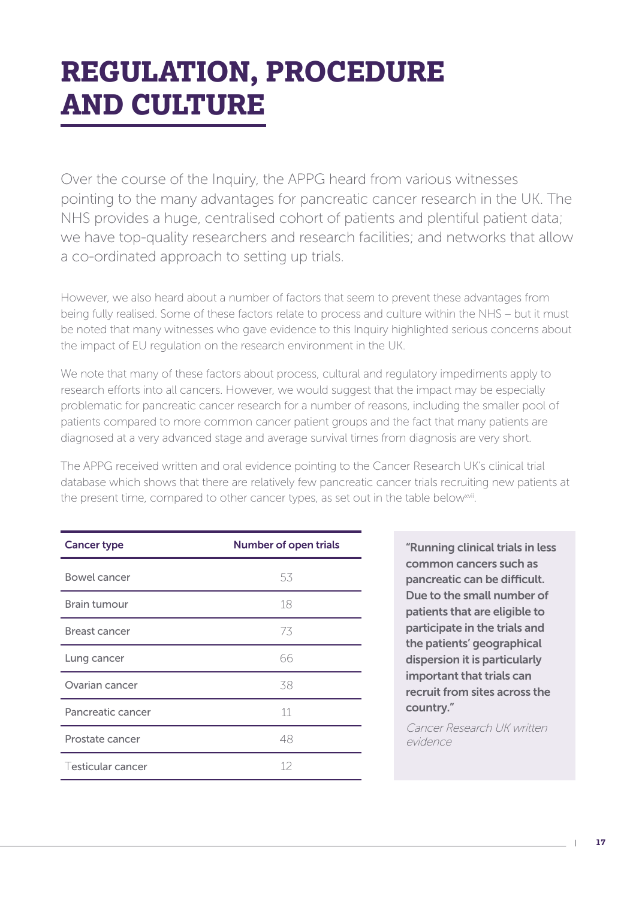# REGULATION, PROCEDURE AND CULTURE

Over the course of the Inquiry, the APPG heard from various witnesses pointing to the many advantages for pancreatic cancer research in the UK. The NHS provides a huge, centralised cohort of patients and plentiful patient data; we have top-quality researchers and research facilities; and networks that allow a co-ordinated approach to setting up trials.

However, we also heard about a number of factors that seem to prevent these advantages from being fully realised. Some of these factors relate to process and culture within the NHS – but it must be noted that many witnesses who gave evidence to this Inquiry highlighted serious concerns about the impact of EU regulation on the research environment in the UK.

We note that many of these factors about process, cultural and regulatory impediments apply to research efforts into all cancers. However, we would suggest that the impact may be especially problematic for pancreatic cancer research for a number of reasons, including the smaller pool of patients compared to more common cancer patient groups and the fact that many patients are diagnosed at a very advanced stage and average survival times from diagnosis are very short.

The APPG received written and oral evidence pointing to the Cancer Research UK's clinical trial database which shows that there are relatively few pancreatic cancer trials recruiting new patients at the present time, compared to other cancer types, as set out in the table below[xvii].

| Cancer type | Number of open trials |
|---|---|
| Bowel cancer | 53 |
| Brain tumour | 18 |
| Breast cancer | 73 |
| Lung cancer | 66 |
| Ovarian cancer | 38 |
| Pancreatic cancer | 11 |
| Prostate cancer | 48 |
| Testicular cancer | 12 |

> **"Running clinical trials in less common cancers such as pancreatic can be difficult. Due to the small number of patients that are eligible to participate in the trials and the patients' geographical dispersion it is particularly important that trials can recruit from sites across the country."**
>
> *Cancer Research UK written evidence*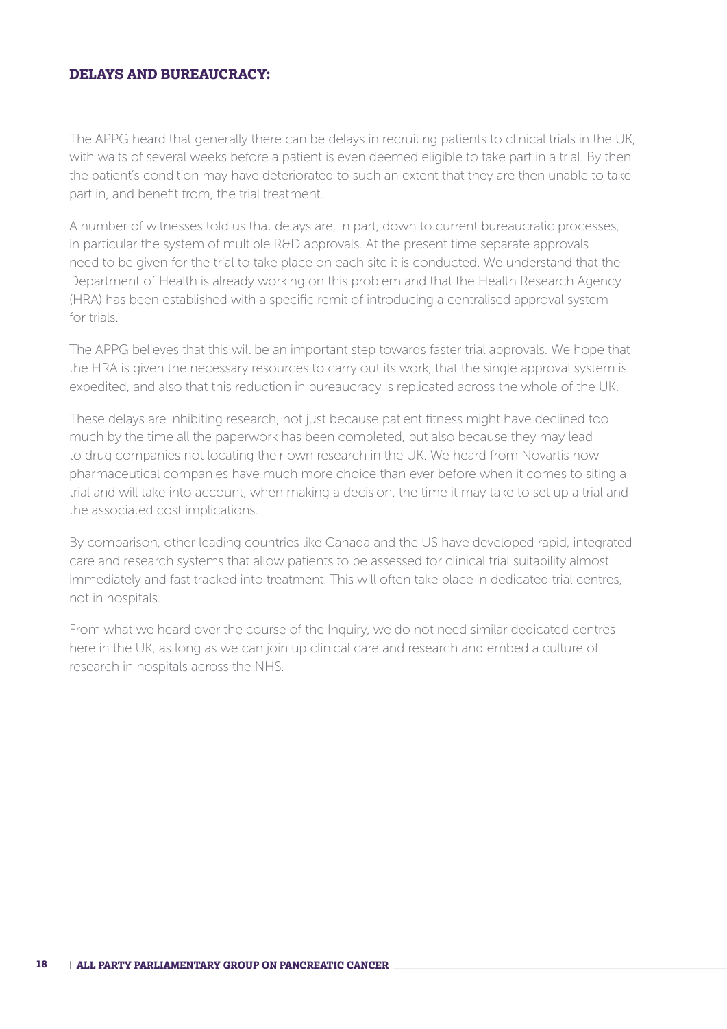## DELAYS AND BUREAUCRACY:

The APPG heard that generally there can be delays in recruiting patients to clinical trials in the UK, with waits of several weeks before a patient is even deemed eligible to take part in a trial. By then the patient's condition may have deteriorated to such an extent that they are then unable to take part in, and benefit from, the trial treatment.

A number of witnesses told us that delays are, in part, down to current bureaucratic processes, in particular the system of multiple R&D approvals. At the present time separate approvals need to be given for the trial to take place on each site it is conducted. We understand that the Department of Health is already working on this problem and that the Health Research Agency (HRA) has been established with a specific remit of introducing a centralised approval system for trials.

The APPG believes that this will be an important step towards faster trial approvals. We hope that the HRA is given the necessary resources to carry out its work, that the single approval system is expedited, and also that this reduction in bureaucracy is replicated across the whole of the UK.

These delays are inhibiting research, not just because patient fitness might have declined too much by the time all the paperwork has been completed, but also because they may lead to drug companies not locating their own research in the UK. We heard from Novartis how pharmaceutical companies have much more choice than ever before when it comes to siting a trial and will take into account, when making a decision, the time it may take to set up a trial and the associated cost implications.

By comparison, other leading countries like Canada and the US have developed rapid, integrated care and research systems that allow patients to be assessed for clinical trial suitability almost immediately and fast tracked into treatment. This will often take place in dedicated trial centres, not in hospitals.

From what we heard over the course of the Inquiry, we do not need similar dedicated centres here in the UK, as long as we can join up clinical care and research and embed a culture of research in hospitals across the NHS.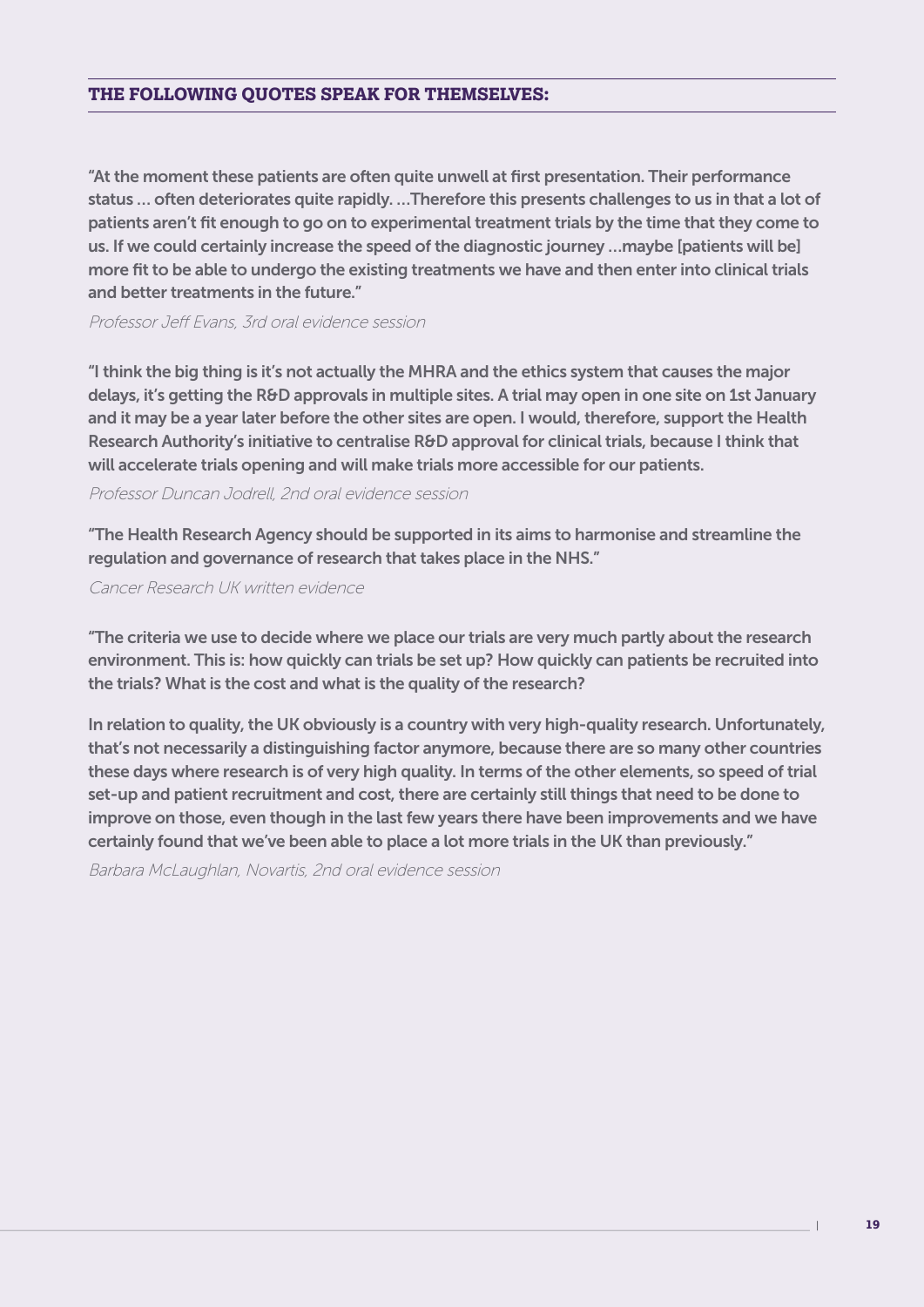### THE FOLLOWING QUOTES SPEAK FOR THEMSELVES:

"At the moment these patients are often quite unwell at first presentation. Their performance status … often deteriorates quite rapidly. …Therefore this presents challenges to us in that a lot of patients aren't fit enough to go on to experimental treatment trials by the time that they come to us. If we could certainly increase the speed of the diagnostic journey …maybe [patients will be] more fit to be able to undergo the existing treatments we have and then enter into clinical trials and better treatments in the future."

*Professor Jeff Evans, 3rd oral evidence session*

"I think the big thing is it's not actually the MHRA and the ethics system that causes the major delays, it's getting the R&D approvals in multiple sites. A trial may open in one site on 1st January and it may be a year later before the other sites are open. I would, therefore, support the Health Research Authority's initiative to centralise R&D approval for clinical trials, because I think that will accelerate trials opening and will make trials more accessible for our patients.

*Professor Duncan Jodrell, 2nd oral evidence session*

"The Health Research Agency should be supported in its aims to harmonise and streamline the regulation and governance of research that takes place in the NHS."

*Cancer Research UK written evidence*

"The criteria we use to decide where we place our trials are very much partly about the research environment. This is: how quickly can trials be set up? How quickly can patients be recruited into the trials? What is the cost and what is the quality of the research?

In relation to quality, the UK obviously is a country with very high-quality research. Unfortunately, that's not necessarily a distinguishing factor anymore, because there are so many other countries these days where research is of very high quality. In terms of the other elements, so speed of trial set-up and patient recruitment and cost, there are certainly still things that need to be done to improve on those, even though in the last few years there have been improvements and we have certainly found that we've been able to place a lot more trials in the UK than previously."

*Barbara McLaughlan, Novartis, 2nd oral evidence session*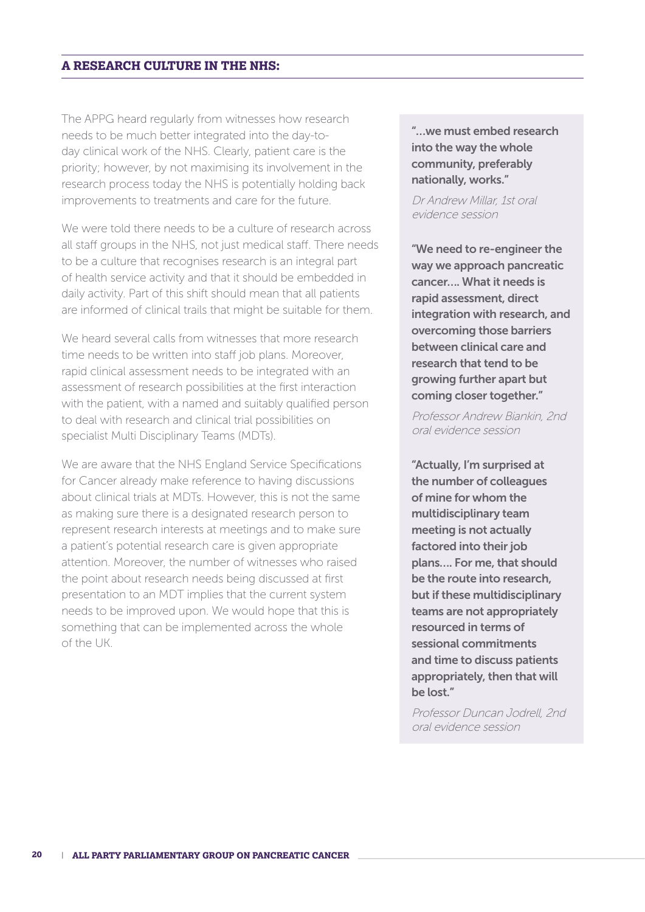## A RESEARCH CULTURE IN THE NHS:

The APPG heard regularly from witnesses how research needs to be much better integrated into the day-to-day clinical work of the NHS. Clearly, patient care is the priority; however, by not maximising its involvement in the research process today the NHS is potentially holding back improvements to treatments and care for the future.

We were told there needs to be a culture of research across all staff groups in the NHS, not just medical staff. There needs to be a culture that recognises research is an integral part of health service activity and that it should be embedded in daily activity. Part of this shift should mean that all patients are informed of clinical trails that might be suitable for them.

We heard several calls from witnesses that more research time needs to be written into staff job plans. Moreover, rapid clinical assessment needs to be integrated with an assessment of research possibilities at the first interaction with the patient, with a named and suitably qualified person to deal with research and clinical trial possibilities on specialist Multi Disciplinary Teams (MDTs).

We are aware that the NHS England Service Specifications for Cancer already make reference to having discussions about clinical trials at MDTs. However, this is not the same as making sure there is a designated research person to represent research interests at meetings and to make sure a patient's potential research care is given appropriate attention. Moreover, the number of witnesses who raised the point about research needs being discussed at first presentation to an MDT implies that the current system needs to be improved upon. We would hope that this is something that can be implemented across the whole of the UK.

> **"...we must embed research into the way the whole community, preferably nationally, works."**
>
> *Dr Andrew Millar, 1st oral evidence session*

> **"We need to re-engineer the way we approach pancreatic cancer.... What it needs is rapid assessment, direct integration with research, and overcoming those barriers between clinical care and research that tend to be growing further apart but coming closer together."**
>
> *Professor Andrew Biankin, 2nd oral evidence session*

> **"Actually, I'm surprised at the number of colleagues of mine for whom the multidisciplinary team meeting is not actually factored into their job plans.... For me, that should be the route into research, but if these multidisciplinary teams are not appropriately resourced in terms of sessional commitments and time to discuss patients appropriately, then that will be lost."**
>
> *Professor Duncan Jodrell, 2nd oral evidence session*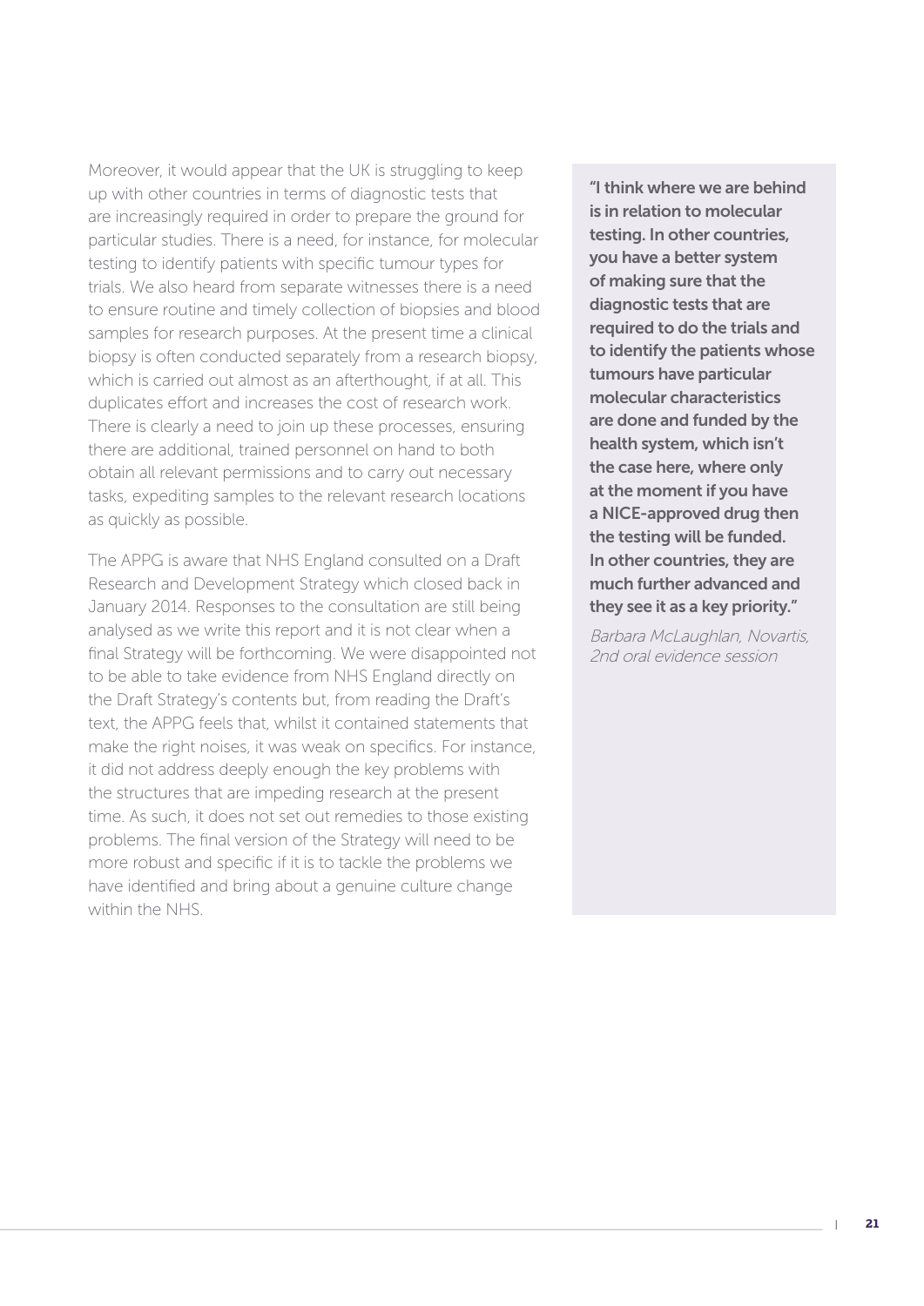Moreover, it would appear that the UK is struggling to keep up with other countries in terms of diagnostic tests that are increasingly required in order to prepare the ground for particular studies. There is a need, for instance, for molecular testing to identify patients with specific tumour types for trials. We also heard from separate witnesses there is a need to ensure routine and timely collection of biopsies and blood samples for research purposes. At the present time a clinical biopsy is often conducted separately from a research biopsy, which is carried out almost as an afterthought, if at all. This duplicates effort and increases the cost of research work. There is clearly a need to join up these processes, ensuring there are additional, trained personnel on hand to both obtain all relevant permissions and to carry out necessary tasks, expediting samples to the relevant research locations as quickly as possible.

The APPG is aware that NHS England consulted on a Draft Research and Development Strategy which closed back in January 2014. Responses to the consultation are still being analysed as we write this report and it is not clear when a final Strategy will be forthcoming. We were disappointed not to be able to take evidence from NHS England directly on the Draft Strategy's contents but, from reading the Draft's text, the APPG feels that, whilst it contained statements that make the right noises, it was weak on specifics. For instance, it did not address deeply enough the key problems with the structures that are impeding research at the present time. As such, it does not set out remedies to those existing problems. The final version of the Strategy will need to be more robust and specific if it is to tackle the problems we have identified and bring about a genuine culture change within the NHS.

> **"I think where we are behind is in relation to molecular testing. In other countries, you have a better system of making sure that the diagnostic tests that are required to do the trials and to identify the patients whose tumours have particular molecular characteristics are done and funded by the health system, which isn't the case here, where only at the moment if you have a NICE-approved drug then the testing will be funded. In other countries, they are much further advanced and they see it as a key priority."**
>
> *Barbara McLaughlan, Novartis, 2nd oral evidence session*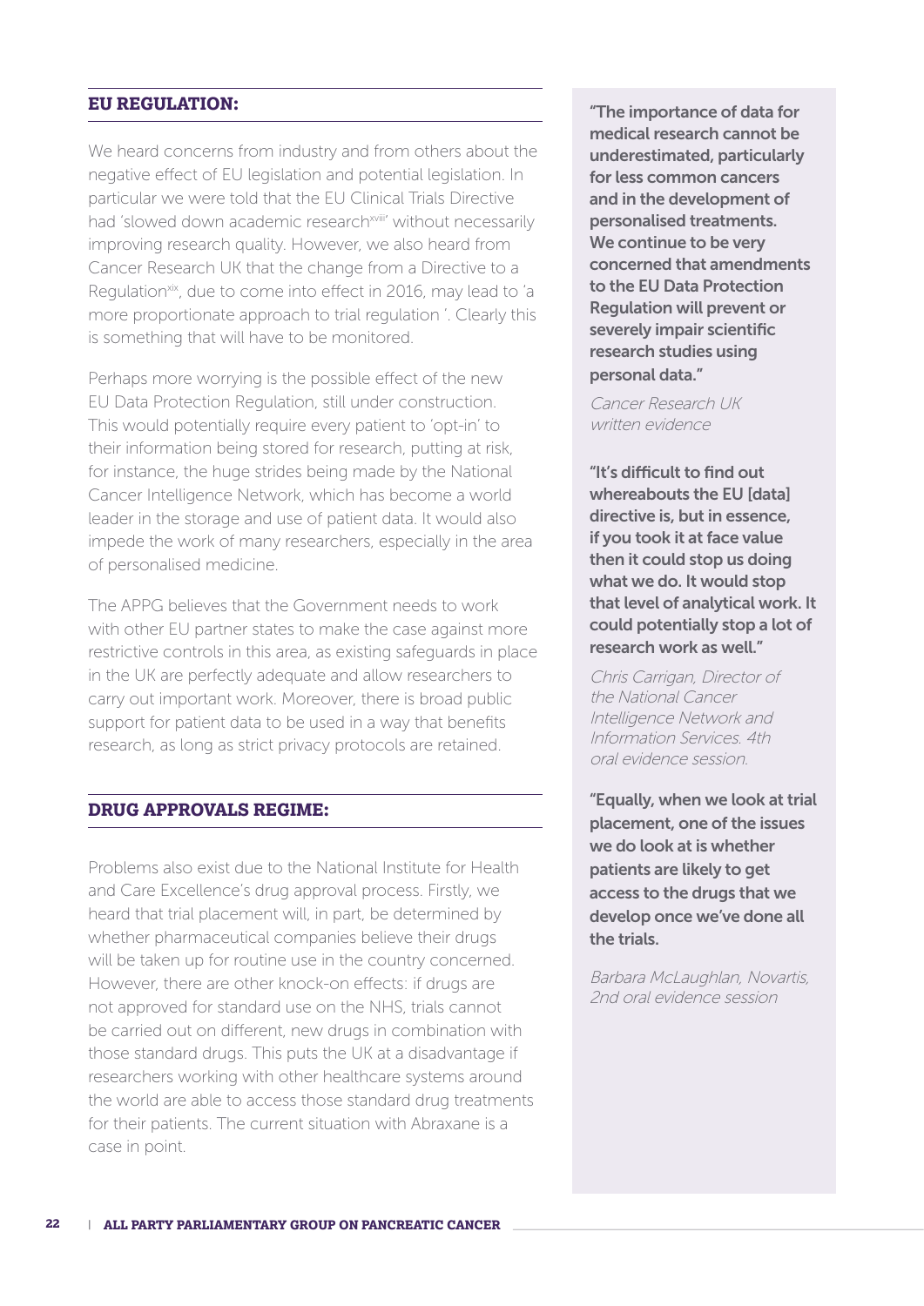## EU REGULATION:

We heard concerns from industry and from others about the negative effect of EU legislation and potential legislation. In particular we were told that the EU Clinical Trials Directive had 'slowed down academic research[xviii]' without necessarily improving research quality. However, we also heard from Cancer Research UK that the change from a Directive to a Regulation[xix], due to come into effect in 2016, may lead to 'a more proportionate approach to trial regulation '. Clearly this is something that will have to be monitored.

Perhaps more worrying is the possible effect of the new EU Data Protection Regulation, still under construction. This would potentially require every patient to 'opt-in' to their information being stored for research, putting at risk, for instance, the huge strides being made by the National Cancer Intelligence Network, which has become a world leader in the storage and use of patient data. It would also impede the work of many researchers, especially in the area of personalised medicine.

The APPG believes that the Government needs to work with other EU partner states to make the case against more restrictive controls in this area, as existing safeguards in place in the UK are perfectly adequate and allow researchers to carry out important work. Moreover, there is broad public support for patient data to be used in a way that benefits research, as long as strict privacy protocols are retained.

## DRUG APPROVALS REGIME:

Problems also exist due to the National Institute for Health and Care Excellence's drug approval process. Firstly, we heard that trial placement will, in part, be determined by whether pharmaceutical companies believe their drugs will be taken up for routine use in the country concerned. However, there are other knock-on effects: if drugs are not approved for standard use on the NHS, trials cannot be carried out on different, new drugs in combination with those standard drugs. This puts the UK at a disadvantage if researchers working with other healthcare systems around the world are able to access those standard drug treatments for their patients. The current situation with Abraxane is a case in point.

**"The importance of data for medical research cannot be underestimated, particularly for less common cancers and in the development of personalised treatments. We continue to be very concerned that amendments to the EU Data Protection Regulation will prevent or severely impair scientific research studies using personal data."**

*Cancer Research UK written evidence*

**"It's difficult to find out whereabouts the EU [data] directive is, but in essence, if you took it at face value then it could stop us doing what we do. It would stop that level of analytical work. It could potentially stop a lot of research work as well."**

*Chris Carrigan, Director of the National Cancer Intelligence Network and Information Services. 4th oral evidence session.*

**"Equally, when we look at trial placement, one of the issues we do look at is whether patients are likely to get access to the drugs that we develop once we've done all the trials.**

*Barbara McLaughlan, Novartis, 2nd oral evidence session*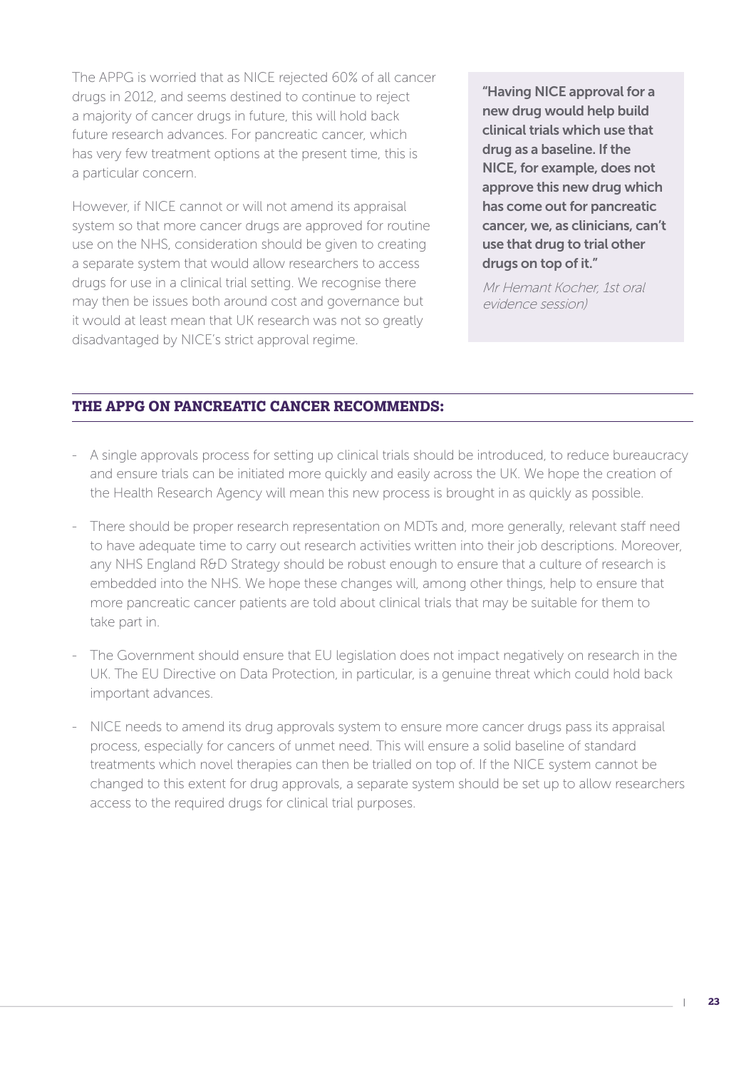The APPG is worried that as NICE rejected 60% of all cancer drugs in 2012, and seems destined to continue to reject a majority of cancer drugs in future, this will hold back future research advances. For pancreatic cancer, which has very few treatment options at the present time, this is a particular concern.

However, if NICE cannot or will not amend its appraisal system so that more cancer drugs are approved for routine use on the NHS, consideration should be given to creating a separate system that would allow researchers to access drugs for use in a clinical trial setting. We recognise there may then be issues both around cost and governance but it would at least mean that UK research was not so greatly disadvantaged by NICE's strict approval regime.

> **"Having NICE approval for a new drug would help build clinical trials which use that drug as a baseline. If the NICE, for example, does not approve this new drug which has come out for pancreatic cancer, we, as clinicians, can't use that drug to trial other drugs on top of it."**
>
> *Mr Hemant Kocher, 1st oral evidence session)*

## THE APPG ON PANCREATIC CANCER RECOMMENDS:

- A single approvals process for setting up clinical trials should be introduced, to reduce bureaucracy and ensure trials can be initiated more quickly and easily across the UK. We hope the creation of the Health Research Agency will mean this new process is brought in as quickly as possible.
- There should be proper research representation on MDTs and, more generally, relevant staff need to have adequate time to carry out research activities written into their job descriptions. Moreover, any NHS England R&D Strategy should be robust enough to ensure that a culture of research is embedded into the NHS. We hope these changes will, among other things, help to ensure that more pancreatic cancer patients are told about clinical trials that may be suitable for them to take part in.
- The Government should ensure that EU legislation does not impact negatively on research in the UK. The EU Directive on Data Protection, in particular, is a genuine threat which could hold back important advances.
- NICE needs to amend its drug approvals system to ensure more cancer drugs pass its appraisal process, especially for cancers of unmet need. This will ensure a solid baseline of standard treatments which novel therapies can then be trialled on top of. If the NICE system cannot be changed to this extent for drug approvals, a separate system should be set up to allow researchers access to the required drugs for clinical trial purposes.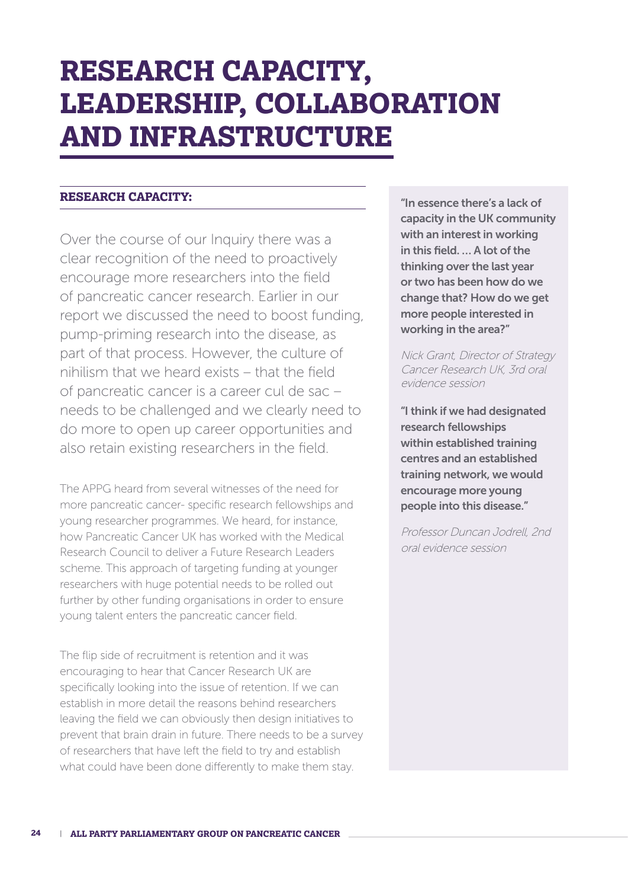# RESEARCH CAPACITY, LEADERSHIP, COLLABORATION AND INFRASTRUCTURE

## RESEARCH CAPACITY:

Over the course of our Inquiry there was a clear recognition of the need to proactively encourage more researchers into the field of pancreatic cancer research. Earlier in our report we discussed the need to boost funding, pump-priming research into the disease, as part of that process. However, the culture of nihilism that we heard exists – that the field of pancreatic cancer is a career cul de sac – needs to be challenged and we clearly need to do more to open up career opportunities and also retain existing researchers in the field.

The APPG heard from several witnesses of the need for more pancreatic cancer- specific research fellowships and young researcher programmes. We heard, for instance, how Pancreatic Cancer UK has worked with the Medical Research Council to deliver a Future Research Leaders scheme. This approach of targeting funding at younger researchers with huge potential needs to be rolled out further by other funding organisations in order to ensure young talent enters the pancreatic cancer field.

The flip side of recruitment is retention and it was encouraging to hear that Cancer Research UK are specifically looking into the issue of retention. If we can establish in more detail the reasons behind researchers leaving the field we can obviously then design initiatives to prevent that brain drain in future. There needs to be a survey of researchers that have left the field to try and establish what could have been done differently to make them stay.

**"In essence there's a lack of capacity in the UK community with an interest in working in this field. ... A lot of the thinking over the last year or two has been how do we change that? How do we get more people interested in working in the area?"**

*Nick Grant, Director of Strategy Cancer Research UK, 3rd oral evidence session*

**"I think if we had designated research fellowships within established training centres and an established training network, we would encourage more young people into this disease."**

*Professor Duncan Jodrell, 2nd oral evidence session*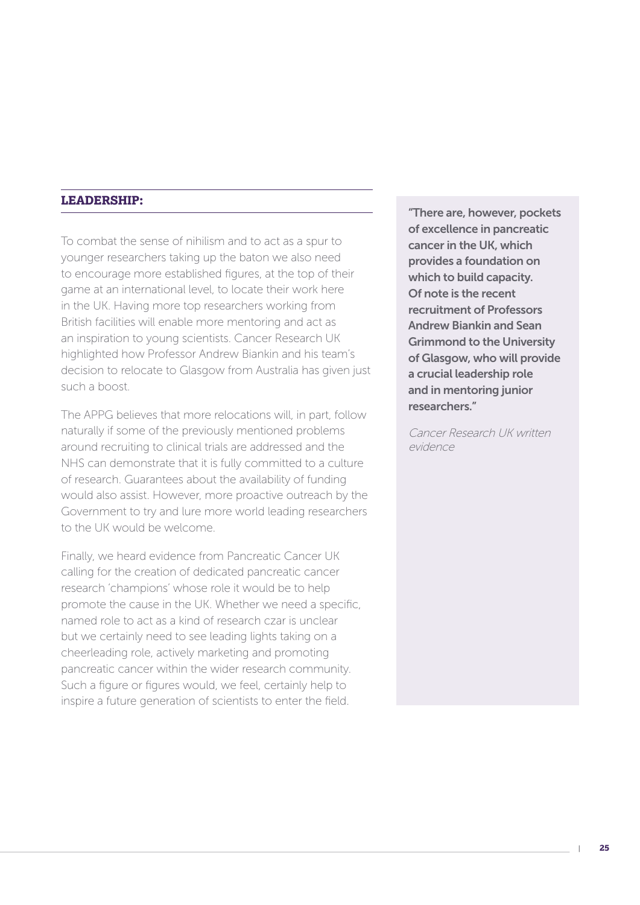## LEADERSHIP:

To combat the sense of nihilism and to act as a spur to younger researchers taking up the baton we also need to encourage more established figures, at the top of their game at an international level, to locate their work here in the UK. Having more top researchers working from British facilities will enable more mentoring and act as an inspiration to young scientists. Cancer Research UK highlighted how Professor Andrew Biankin and his team's decision to relocate to Glasgow from Australia has given just such a boost.

The APPG believes that more relocations will, in part, follow naturally if some of the previously mentioned problems around recruiting to clinical trials are addressed and the NHS can demonstrate that it is fully committed to a culture of research. Guarantees about the availability of funding would also assist. However, more proactive outreach by the Government to try and lure more world leading researchers to the UK would be welcome.

Finally, we heard evidence from Pancreatic Cancer UK calling for the creation of dedicated pancreatic cancer research 'champions' whose role it would be to help promote the cause in the UK. Whether we need a specific, named role to act as a kind of research czar is unclear but we certainly need to see leading lights taking on a cheerleading role, actively marketing and promoting pancreatic cancer within the wider research community. Such a figure or figures would, we feel, certainly help to inspire a future generation of scientists to enter the field.

> **"There are, however, pockets of excellence in pancreatic cancer in the UK, which provides a foundation on which to build capacity. Of note is the recent recruitment of Professors Andrew Biankin and Sean Grimmond to the University of Glasgow, who will provide a crucial leadership role and in mentoring junior researchers."**
>
> *Cancer Research UK written evidence*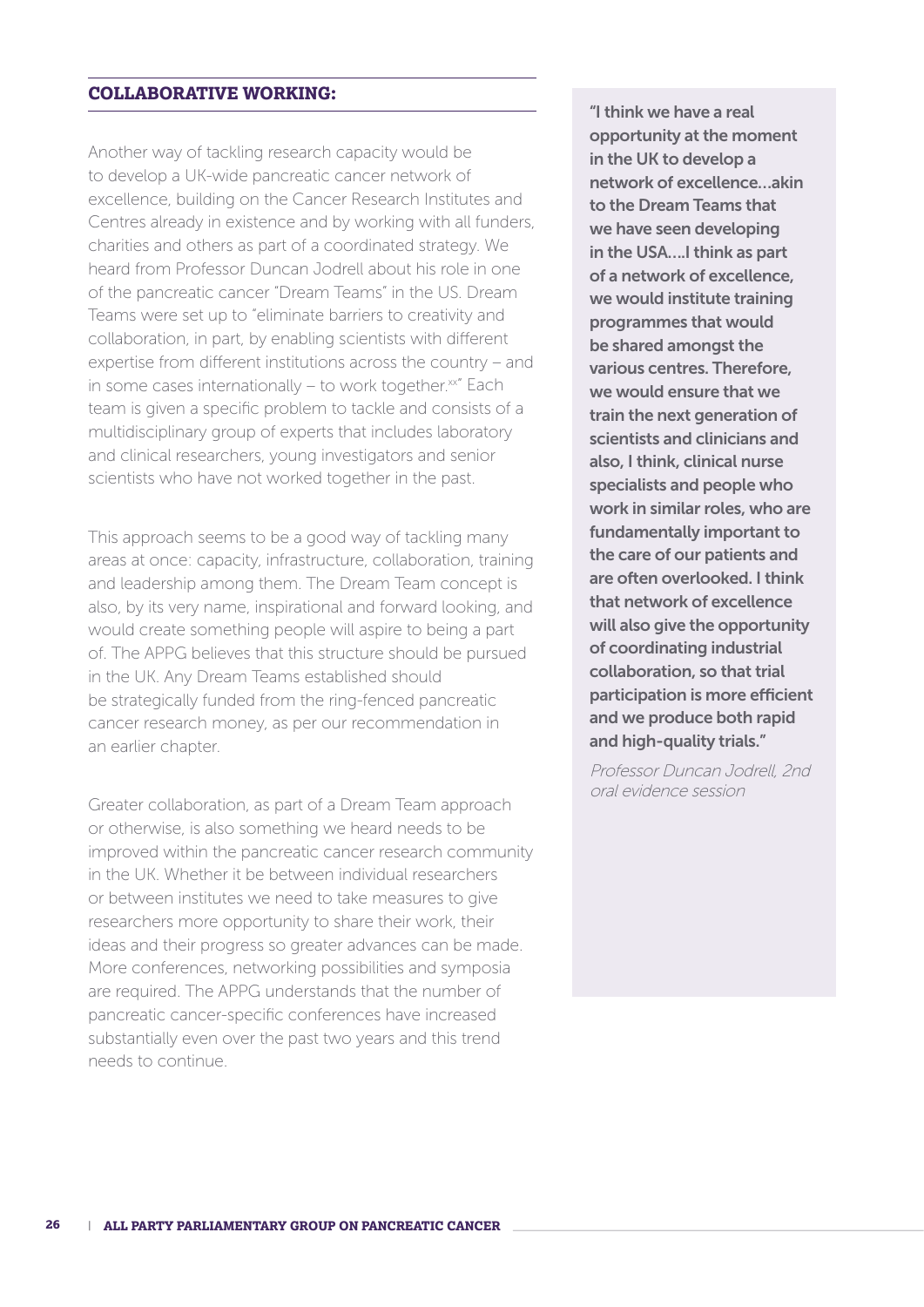## COLLABORATIVE WORKING:

Another way of tackling research capacity would be to develop a UK-wide pancreatic cancer network of excellence, building on the Cancer Research Institutes and Centres already in existence and by working with all funders, charities and others as part of a coordinated strategy. We heard from Professor Duncan Jodrell about his role in one of the pancreatic cancer "Dream Teams" in the US. Dream Teams were set up to "eliminate barriers to creativity and collaboration, in part, by enabling scientists with different expertise from different institutions across the country – and in some cases internationally – to work together.[xx]" Each team is given a specific problem to tackle and consists of a multidisciplinary group of experts that includes laboratory and clinical researchers, young investigators and senior scientists who have not worked together in the past.

This approach seems to be a good way of tackling many areas at once: capacity, infrastructure, collaboration, training and leadership among them. The Dream Team concept is also, by its very name, inspirational and forward looking, and would create something people will aspire to being a part of. The APPG believes that this structure should be pursued in the UK. Any Dream Teams established should be strategically funded from the ring-fenced pancreatic cancer research money, as per our recommendation in an earlier chapter.

Greater collaboration, as part of a Dream Team approach or otherwise, is also something we heard needs to be improved within the pancreatic cancer research community in the UK. Whether it be between individual researchers or between institutes we need to take measures to give researchers more opportunity to share their work, their ideas and their progress so greater advances can be made. More conferences, networking possibilities and symposia are required. The APPG understands that the number of pancreatic cancer-specific conferences have increased substantially even over the past two years and this trend needs to continue.

> **"I think we have a real opportunity at the moment in the UK to develop a network of excellence…akin to the Dream Teams that we have seen developing in the USA….I think as part of a network of excellence, we would institute training programmes that would be shared amongst the various centres. Therefore, we would ensure that we train the next generation of scientists and clinicians and also, I think, clinical nurse specialists and people who work in similar roles, who are fundamentally important to the care of our patients and are often overlooked. I think that network of excellence will also give the opportunity of coordinating industrial collaboration, so that trial participation is more efficient and we produce both rapid and high-quality trials."**
>
> *Professor Duncan Jodrell, 2nd oral evidence session*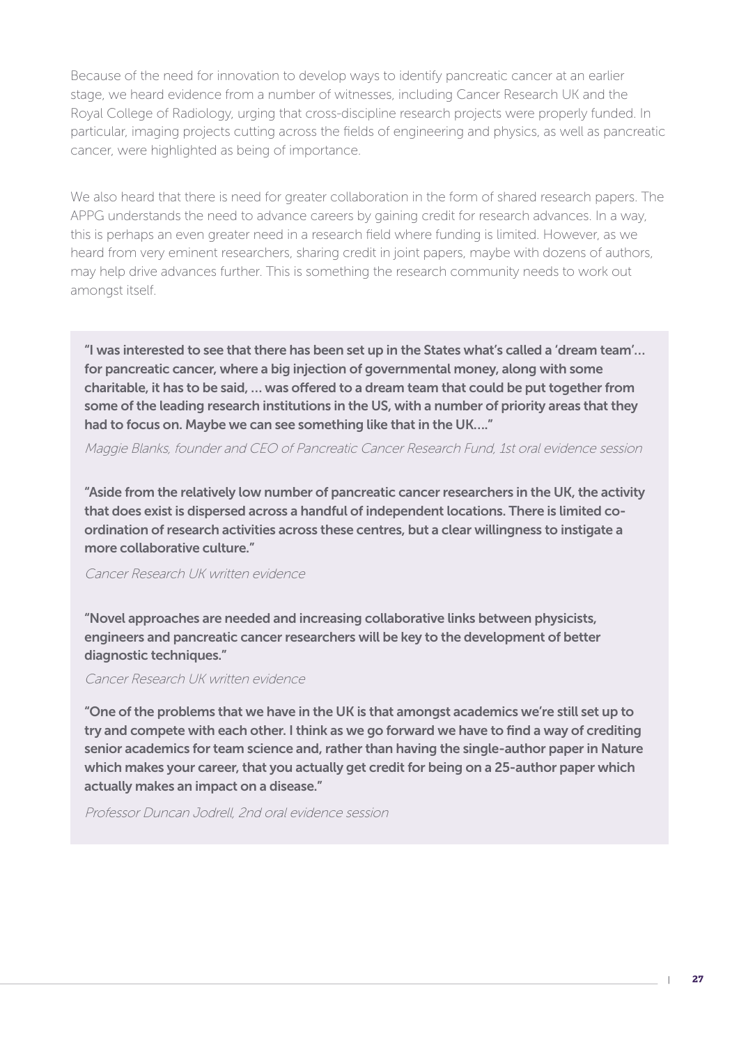Because of the need for innovation to develop ways to identify pancreatic cancer at an earlier stage, we heard evidence from a number of witnesses, including Cancer Research UK and the Royal College of Radiology, urging that cross-discipline research projects were properly funded. In particular, imaging projects cutting across the fields of engineering and physics, as well as pancreatic cancer, were highlighted as being of importance.

We also heard that there is need for greater collaboration in the form of shared research papers. The APPG understands the need to advance careers by gaining credit for research advances. In a way, this is perhaps an even greater need in a research field where funding is limited. However, as we heard from very eminent researchers, sharing credit in joint papers, maybe with dozens of authors, may help drive advances further. This is something the research community needs to work out amongst itself.

> **"I was interested to see that there has been set up in the States what's called a 'dream team'... for pancreatic cancer, where a big injection of governmental money, along with some charitable, it has to be said, ... was offered to a dream team that could be put together from some of the leading research institutions in the US, with a number of priority areas that they had to focus on. Maybe we can see something like that in the UK...."**
>
> *Maggie Blanks, founder and CEO of Pancreatic Cancer Research Fund, 1st oral evidence session*
>
> **"Aside from the relatively low number of pancreatic cancer researchers in the UK, the activity that does exist is dispersed across a handful of independent locations. There is limited co-ordination of research activities across these centres, but a clear willingness to instigate a more collaborative culture."**
>
> *Cancer Research UK written evidence*
>
> **"Novel approaches are needed and increasing collaborative links between physicists, engineers and pancreatic cancer researchers will be key to the development of better diagnostic techniques."**
>
> *Cancer Research UK written evidence*
>
> **"One of the problems that we have in the UK is that amongst academics we're still set up to try and compete with each other. I think as we go forward we have to find a way of crediting senior academics for team science and, rather than having the single-author paper in Nature which makes your career, that you actually get credit for being on a 25-author paper which actually makes an impact on a disease."**
>
> *Professor Duncan Jodrell, 2nd oral evidence session*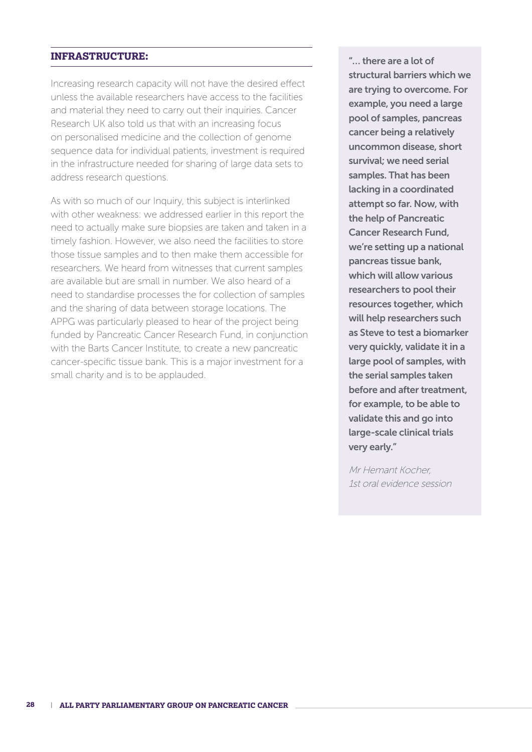## INFRASTRUCTURE:

Increasing research capacity will not have the desired effect unless the available researchers have access to the facilities and material they need to carry out their inquiries. Cancer Research UK also told us that with an increasing focus on personalised medicine and the collection of genome sequence data for individual patients, investment is required in the infrastructure needed for sharing of large data sets to address research questions.

As with so much of our Inquiry, this subject is interlinked with other weakness: we addressed earlier in this report the need to actually make sure biopsies are taken and taken in a timely fashion. However, we also need the facilities to store those tissue samples and to then make them accessible for researchers. We heard from witnesses that current samples are available but are small in number. We also heard of a need to standardise processes the for collection of samples and the sharing of data between storage locations. The APPG was particularly pleased to hear of the project being funded by Pancreatic Cancer Research Fund, in conjunction with the Barts Cancer Institute, to create a new pancreatic cancer-specific tissue bank. This is a major investment for a small charity and is to be applauded.

> **"... there are a lot of structural barriers which we are trying to overcome. For example, you need a large pool of samples, pancreas cancer being a relatively uncommon disease, short survival; we need serial samples. That has been lacking in a coordinated attempt so far. Now, with the help of Pancreatic Cancer Research Fund, we're setting up a national pancreas tissue bank, which will allow various researchers to pool their resources together, which will help researchers such as Steve to test a biomarker very quickly, validate it in a large pool of samples, with the serial samples taken before and after treatment, for example, to be able to validate this and go into large-scale clinical trials very early."**
>
> *Mr Hemant Kocher,*
> *1st oral evidence session*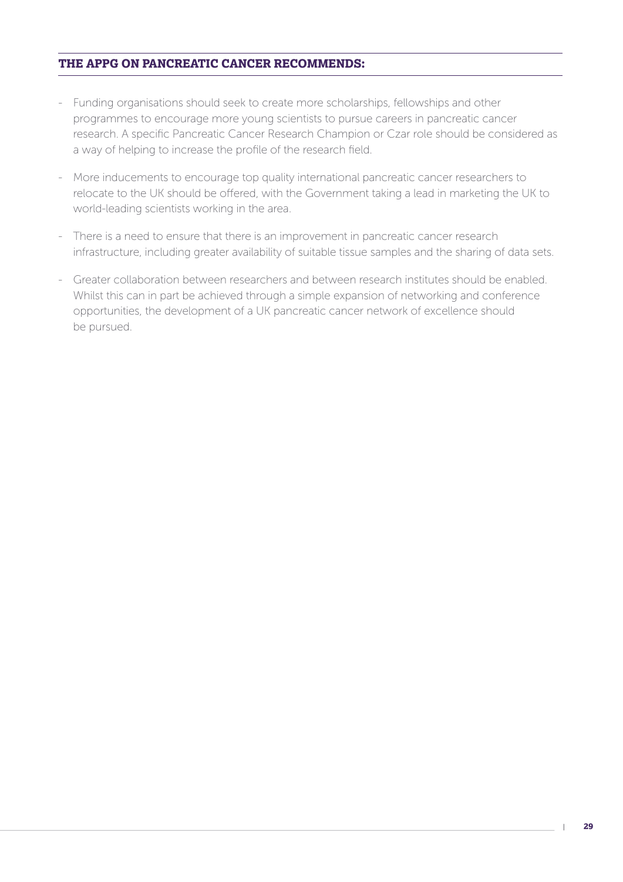## THE APPG ON PANCREATIC CANCER RECOMMENDS:

- Funding organisations should seek to create more scholarships, fellowships and other programmes to encourage more young scientists to pursue careers in pancreatic cancer research. A specific Pancreatic Cancer Research Champion or Czar role should be considered as a way of helping to increase the profile of the research field.
- More inducements to encourage top quality international pancreatic cancer researchers to relocate to the UK should be offered, with the Government taking a lead in marketing the UK to world-leading scientists working in the area.
- There is a need to ensure that there is an improvement in pancreatic cancer research infrastructure, including greater availability of suitable tissue samples and the sharing of data sets.
- Greater collaboration between researchers and between research institutes should be enabled. Whilst this can in part be achieved through a simple expansion of networking and conference opportunities, the development of a UK pancreatic cancer network of excellence should be pursued.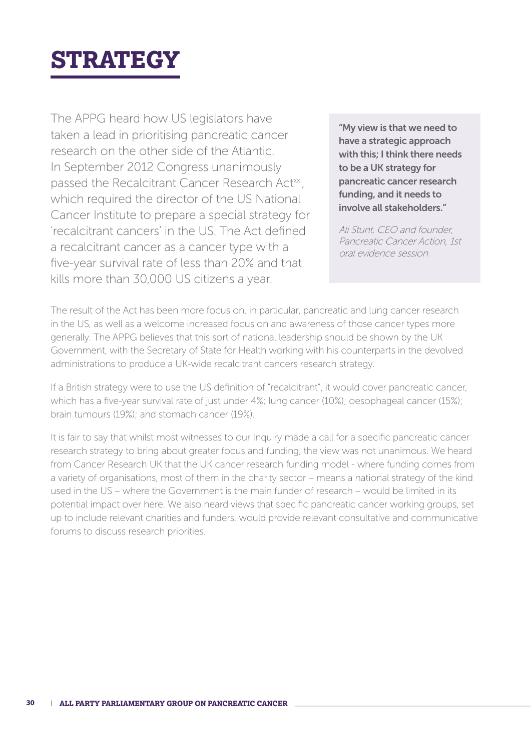# STRATEGY

The APPG heard how US legislators have taken a lead in prioritising pancreatic cancer research on the other side of the Atlantic. In September 2012 Congress unanimously passed the Recalcitrant Cancer Research Act[xxi], which required the director of the US National Cancer Institute to prepare a special strategy for 'recalcitrant cancers' in the US. The Act defined a recalcitrant cancer as a cancer type with a five-year survival rate of less than 20% and that kills more than 30,000 US citizens a year.

> **"My view is that we need to have a strategic approach with this; I think there needs to be a UK strategy for pancreatic cancer research funding, and it needs to involve all stakeholders."**
>
> *Ali Stunt, CEO and founder, Pancreatic Cancer Action, 1st oral evidence session*

The result of the Act has been more focus on, in particular, pancreatic and lung cancer research in the US, as well as a welcome increased focus on and awareness of those cancer types more generally. The APPG believes that this sort of national leadership should be shown by the UK Government, with the Secretary of State for Health working with his counterparts in the devolved administrations to produce a UK-wide recalcitrant cancers research strategy.

If a British strategy were to use the US definition of "recalcitrant", it would cover pancreatic cancer, which has a five-year survival rate of just under 4%; lung cancer (10%); oesophageal cancer (15%); brain tumours (19%); and stomach cancer (19%).

It is fair to say that whilst most witnesses to our Inquiry made a call for a specific pancreatic cancer research strategy to bring about greater focus and funding, the view was not unanimous. We heard from Cancer Research UK that the UK cancer research funding model - where funding comes from a variety of organisations, most of them in the charity sector – means a national strategy of the kind used in the US – where the Government is the main funder of research – would be limited in its potential impact over here. We also heard views that specific pancreatic cancer working groups, set up to include relevant charities and funders, would provide relevant consultative and communicative forums to discuss research priorities.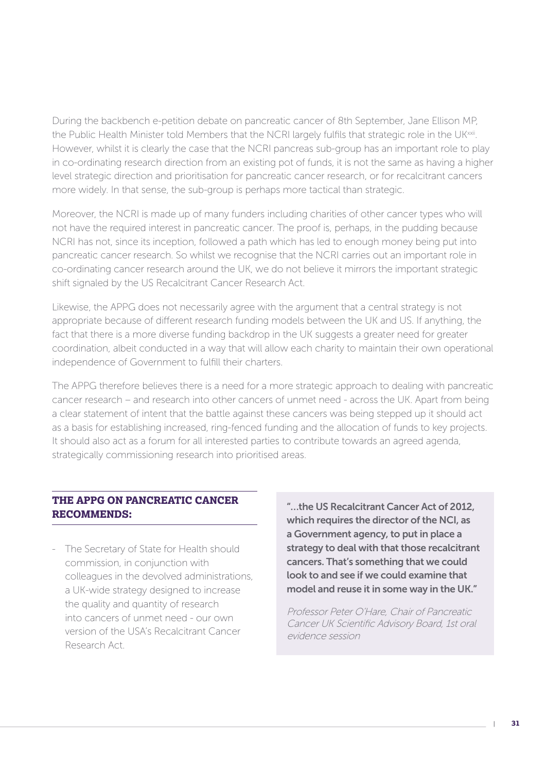During the backbench e-petition debate on pancreatic cancer of 8th September, Jane Ellison MP, the Public Health Minister told Members that the NCRI largely fulfils that strategic role in the UK[xxii]. However, whilst it is clearly the case that the NCRI pancreas sub-group has an important role to play in co-ordinating research direction from an existing pot of funds, it is not the same as having a higher level strategic direction and prioritisation for pancreatic cancer research, or for recalcitrant cancers more widely. In that sense, the sub-group is perhaps more tactical than strategic.

Moreover, the NCRI is made up of many funders including charities of other cancer types who will not have the required interest in pancreatic cancer. The proof is, perhaps, in the pudding because NCRI has not, since its inception, followed a path which has led to enough money being put into pancreatic cancer research. So whilst we recognise that the NCRI carries out an important role in co-ordinating cancer research around the UK, we do not believe it mirrors the important strategic shift signaled by the US Recalcitrant Cancer Research Act.

Likewise, the APPG does not necessarily agree with the argument that a central strategy is not appropriate because of different research funding models between the UK and US. If anything, the fact that there is a more diverse funding backdrop in the UK suggests a greater need for greater coordination, albeit conducted in a way that will allow each charity to maintain their own operational independence of Government to fulfill their charters.

The APPG therefore believes there is a need for a more strategic approach to dealing with pancreatic cancer research – and research into other cancers of unmet need - across the UK. Apart from being a clear statement of intent that the battle against these cancers was being stepped up it should act as a basis for establishing increased, ring-fenced funding and the allocation of funds to key projects. It should also act as a forum for all interested parties to contribute towards an agreed agenda, strategically commissioning research into prioritised areas.

### THE APPG ON PANCREATIC CANCER RECOMMENDS:

- The Secretary of State for Health should commission, in conjunction with colleagues in the devolved administrations, a UK-wide strategy designed to increase the quality and quantity of research into cancers of unmet need - our own version of the USA's Recalcitrant Cancer Research Act.

**"…the US Recalcitrant Cancer Act of 2012, which requires the director of the NCI, as a Government agency, to put in place a strategy to deal with that those recalcitrant cancers. That's something that we could look to and see if we could examine that model and reuse it in some way in the UK."**

*Professor Peter O'Hare, Chair of Pancreatic Cancer UK Scientific Advisory Board, 1st oral evidence session*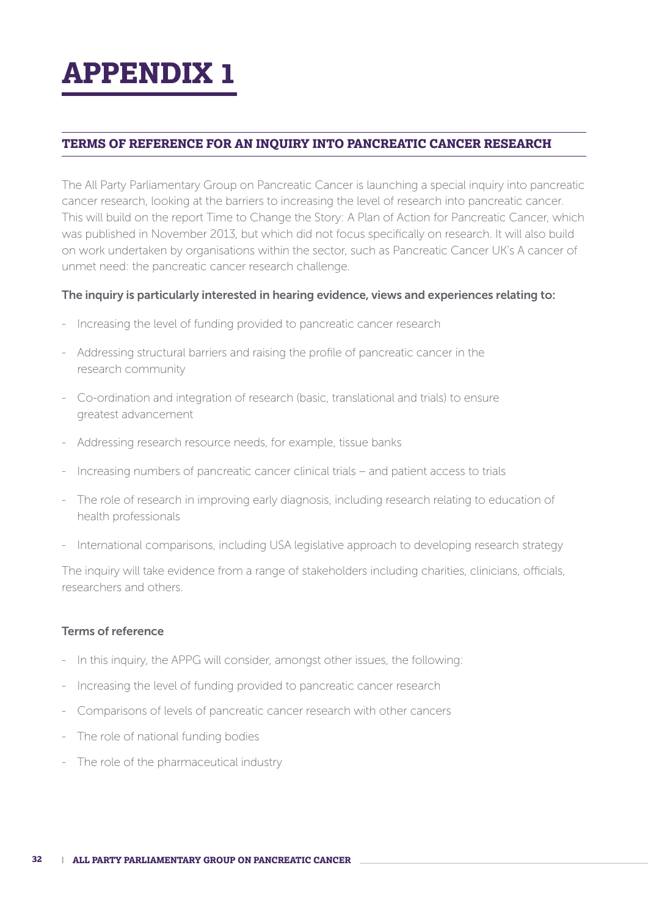# APPENDIX 1

## TERMS OF REFERENCE FOR AN INQUIRY INTO PANCREATIC CANCER RESEARCH

The All Party Parliamentary Group on Pancreatic Cancer is launching a special inquiry into pancreatic cancer research, looking at the barriers to increasing the level of research into pancreatic cancer. This will build on the report Time to Change the Story: A Plan of Action for Pancreatic Cancer, which was published in November 2013, but which did not focus specifically on research. It will also build on work undertaken by organisations within the sector, such as Pancreatic Cancer UK's A cancer of unmet need: the pancreatic cancer research challenge.

**The inquiry is particularly interested in hearing evidence, views and experiences relating to:**

- Increasing the level of funding provided to pancreatic cancer research
- Addressing structural barriers and raising the profile of pancreatic cancer in the research community
- Co-ordination and integration of research (basic, translational and trials) to ensure greatest advancement
- Addressing research resource needs, for example, tissue banks
- Increasing numbers of pancreatic cancer clinical trials – and patient access to trials
- The role of research in improving early diagnosis, including research relating to education of health professionals
- International comparisons, including USA legislative approach to developing research strategy

The inquiry will take evidence from a range of stakeholders including charities, clinicians, officials, researchers and others.

**Terms of reference**

- In this inquiry, the APPG will consider, amongst other issues, the following:
- Increasing the level of funding provided to pancreatic cancer research
- Comparisons of levels of pancreatic cancer research with other cancers
- The role of national funding bodies
- The role of the pharmaceutical industry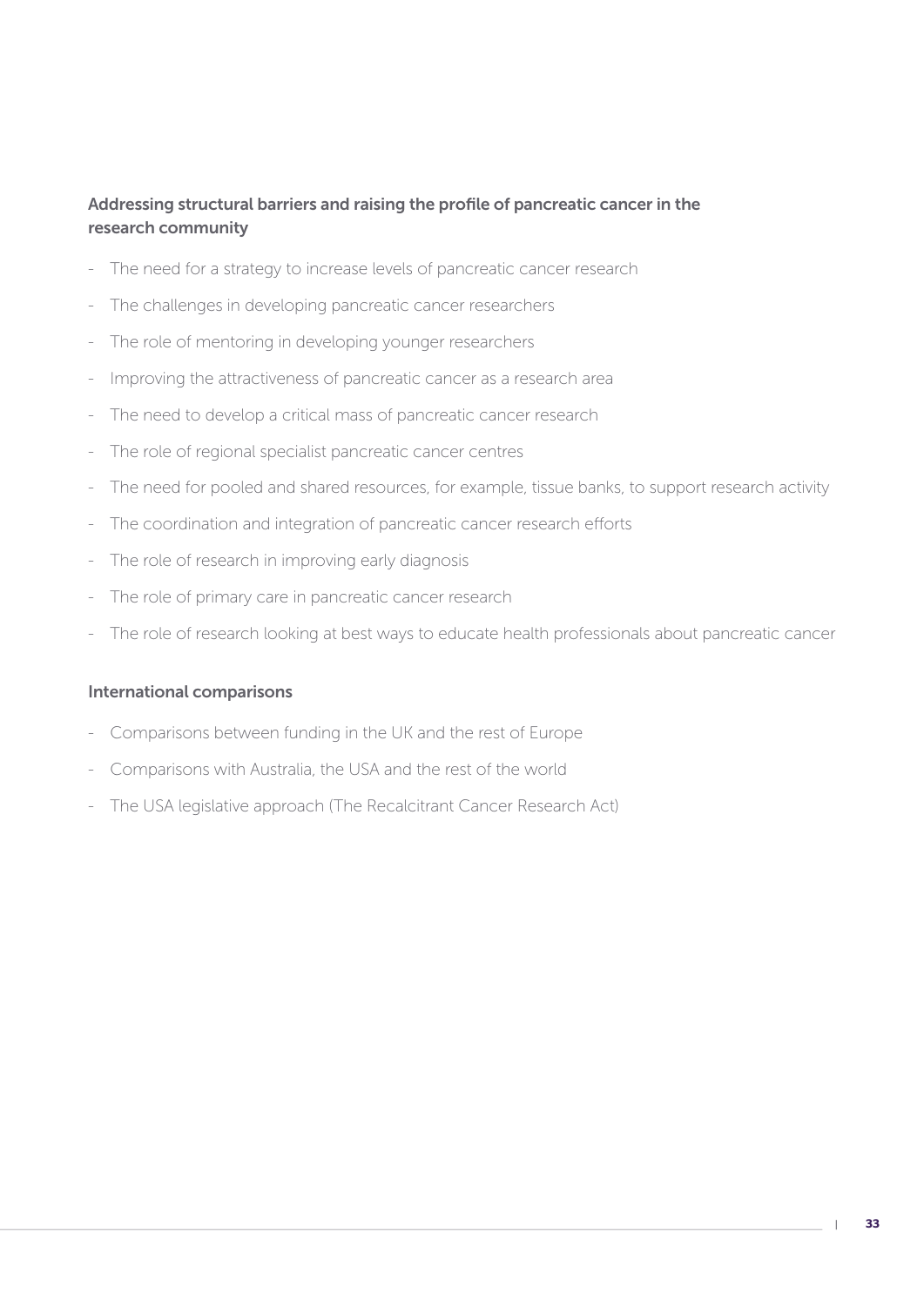### Addressing structural barriers and raising the profile of pancreatic cancer in the research community

- The need for a strategy to increase levels of pancreatic cancer research
- The challenges in developing pancreatic cancer researchers
- The role of mentoring in developing younger researchers
- Improving the attractiveness of pancreatic cancer as a research area
- The need to develop a critical mass of pancreatic cancer research
- The role of regional specialist pancreatic cancer centres
- The need for pooled and shared resources, for example, tissue banks, to support research activity
- The coordination and integration of pancreatic cancer research efforts
- The role of research in improving early diagnosis
- The role of primary care in pancreatic cancer research
- The role of research looking at best ways to educate health professionals about pancreatic cancer

### International comparisons

- Comparisons between funding in the UK and the rest of Europe
- Comparisons with Australia, the USA and the rest of the world
- The USA legislative approach (The Recalcitrant Cancer Research Act)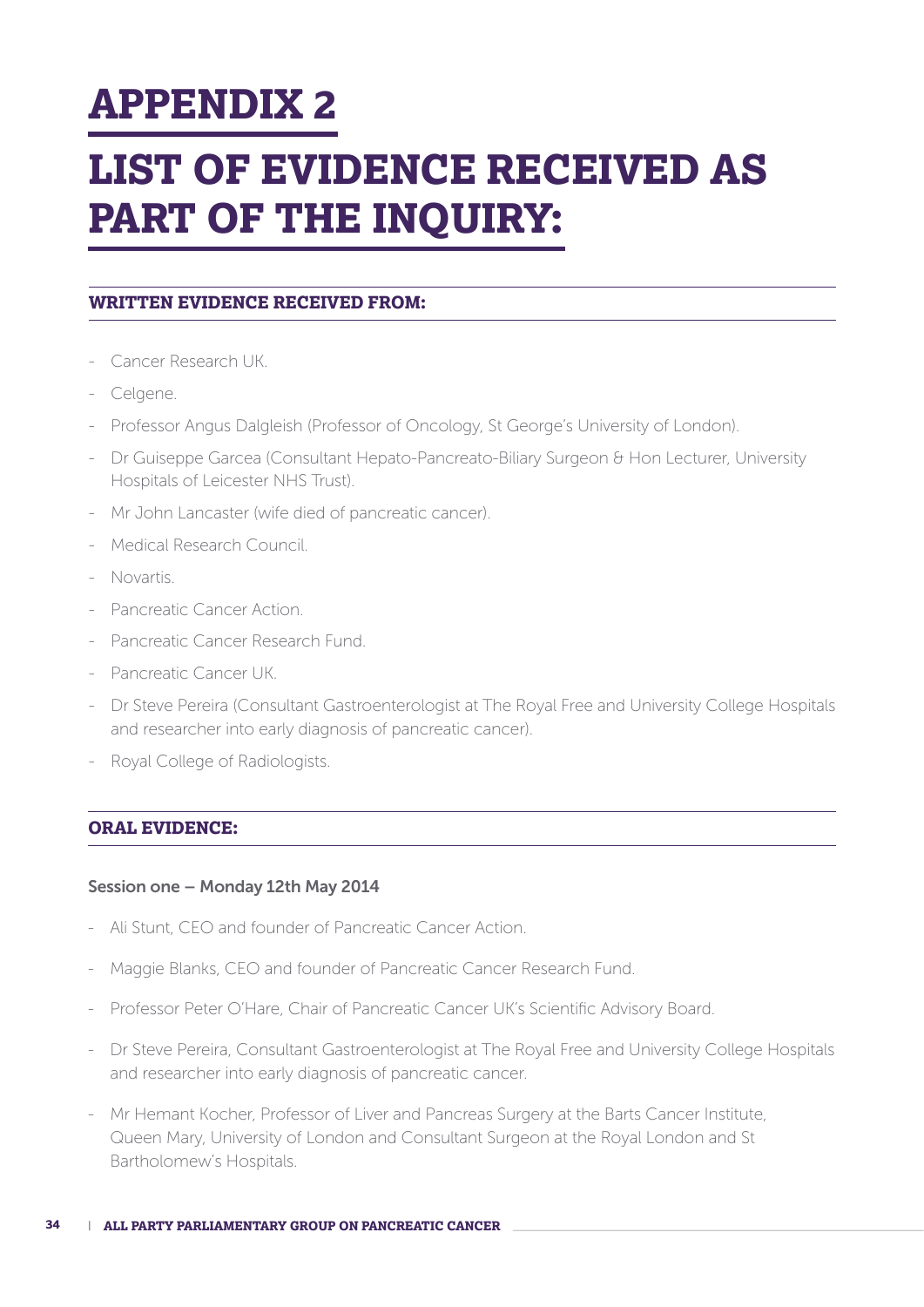# APPENDIX 2

# LIST OF EVIDENCE RECEIVED AS PART OF THE INQUIRY:

## WRITTEN EVIDENCE RECEIVED FROM:

- Cancer Research UK.
- Celgene.
- Professor Angus Dalgleish (Professor of Oncology, St George's University of London).
- Dr Guiseppe Garcea (Consultant Hepato-Pancreato-Biliary Surgeon & Hon Lecturer, University Hospitals of Leicester NHS Trust).
- Mr John Lancaster (wife died of pancreatic cancer).
- Medical Research Council.
- Novartis.
- Pancreatic Cancer Action.
- Pancreatic Cancer Research Fund.
- Pancreatic Cancer UK.
- Dr Steve Pereira (Consultant Gastroenterologist at The Royal Free and University College Hospitals and researcher into early diagnosis of pancreatic cancer).
- Royal College of Radiologists.

## ORAL EVIDENCE:

### Session one – Monday 12th May 2014

- Ali Stunt, CEO and founder of Pancreatic Cancer Action.
- Maggie Blanks, CEO and founder of Pancreatic Cancer Research Fund.
- Professor Peter O'Hare, Chair of Pancreatic Cancer UK's Scientific Advisory Board.
- Dr Steve Pereira, Consultant Gastroenterologist at The Royal Free and University College Hospitals and researcher into early diagnosis of pancreatic cancer.
- Mr Hemant Kocher, Professor of Liver and Pancreas Surgery at the Barts Cancer Institute, Queen Mary, University of London and Consultant Surgeon at the Royal London and St Bartholomew's Hospitals.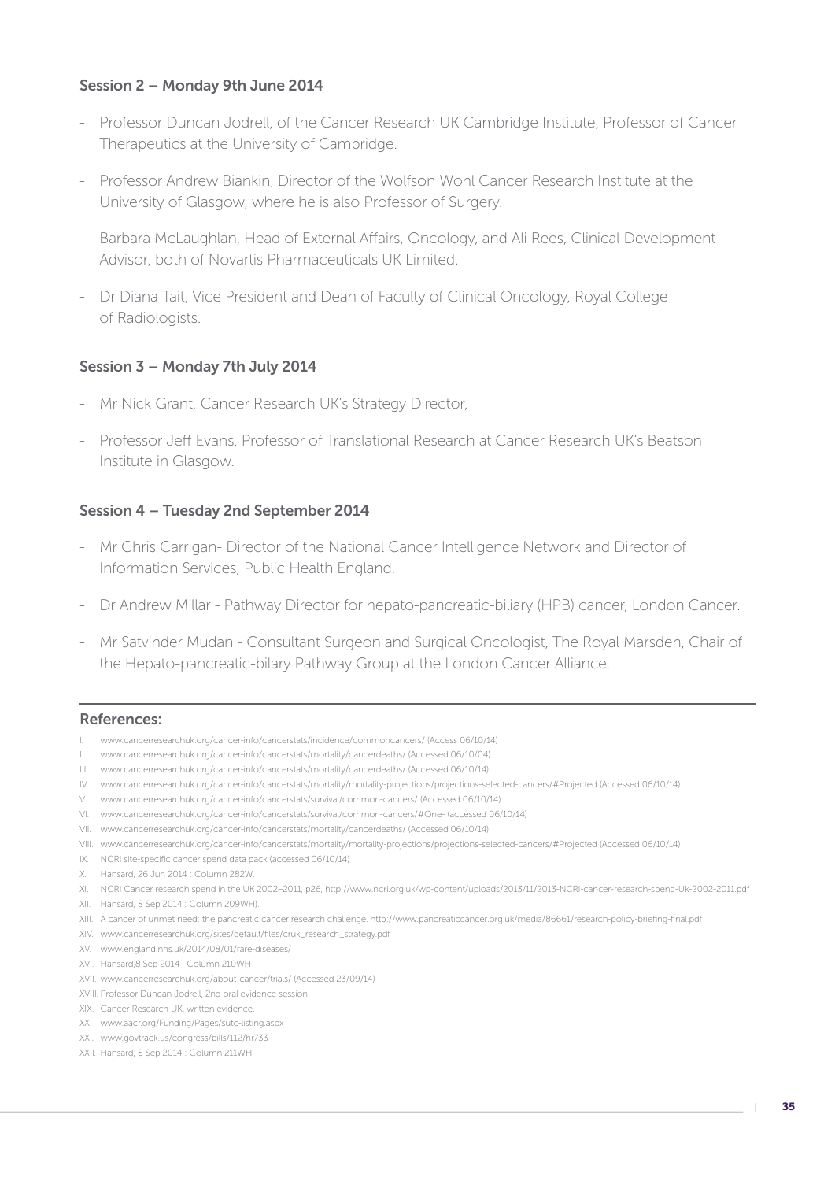### Session 2 – Monday 9th June 2014

- Professor Duncan Jodrell, of the Cancer Research UK Cambridge Institute, Professor of Cancer Therapeutics at the University of Cambridge.
- Professor Andrew Biankin, Director of the Wolfson Wohl Cancer Research Institute at the University of Glasgow, where he is also Professor of Surgery.
- Barbara McLaughlan, Head of External Affairs, Oncology, and Ali Rees, Clinical Development Advisor, both of Novartis Pharmaceuticals UK Limited.
- Dr Diana Tait, Vice President and Dean of Faculty of Clinical Oncology, Royal College of Radiologists.

### Session 3 – Monday 7th July 2014

- Mr Nick Grant, Cancer Research UK's Strategy Director,
- Professor Jeff Evans, Professor of Translational Research at Cancer Research UK's Beatson Institute in Glasgow.

### Session 4 – Tuesday 2nd September 2014

- Mr Chris Carrigan- Director of the National Cancer Intelligence Network and Director of Information Services, Public Health England.
- Dr Andrew Millar - Pathway Director for hepato-pancreatic-biliary (HPB) cancer, London Cancer.
- Mr Satvinder Mudan - Consultant Surgeon and Surgical Oncologist, The Royal Marsden, Chair of the Hepato-pancreatic-bilary Pathway Group at the London Cancer Alliance.

### References:

I. www.cancerresearchuk.org/cancer-info/cancerstats/incidence/commoncancers/ (Access 06/10/14)
II. www.cancerresearchuk.org/cancer-info/cancerstats/mortality/cancerdeaths/ (Accessed 06/10/04)
III. www.cancerresearchuk.org/cancer-info/cancerstats/mortality/cancerdeaths/ (Accessed 06/10/14)
IV. www.cancerresearchuk.org/cancer-info/cancerstats/mortality/mortality-projections/projections-selected-cancers/#Projected (Accessed 06/10/14)
V. www.cancerresearchuk.org/cancer-info/cancerstats/survival/common-cancers/ (Accessed 06/10/14)
VI. www.cancerresearchuk.org/cancer-info/cancerstats/survival/common-cancers/#One- (accessed 06/10/14)
VII. www.cancerresearchuk.org/cancer-info/cancerstats/mortality/cancerdeaths/ (Accessed 06/10/14)
VIII. www.cancerresearchuk.org/cancer-info/cancerstats/mortality/mortality-projections/projections-selected-cancers/#Projected (Accessed 06/10/14)
IX. NCRI site-specific cancer spend data pack (accessed 06/10/14)
X. Hansard, 26 Jun 2014 : Column 282W.
XI. NCRI Cancer research spend in the UK 2002–2011, p26, http://www.ncri.org.uk/wp-content/uploads/2013/11/2013-NCRI-cancer-research-spend-Uk-2002-2011.pdf
XII. Hansard, 8 Sep 2014 : Column 209WH).
XIII. A cancer of unmet need: the pancreatic cancer research challenge. http://www.pancreaticcancer.org.uk/media/86661/research-policy-briefing-final.pdf
XIV. www.cancerresearchuk.org/sites/default/files/cruk_research_strategy.pdf
XV. www.england.nhs.uk/2014/08/01/rare-diseases/
XVI. Hansard,8 Sep 2014 : Column 210WH
XVII. www.cancerresearchuk.org/about-cancer/trials/ (Accessed 23/09/14)
XVIII. Professor Duncan Jodrell, 2nd oral evidence session.
XIX. Cancer Research UK, written evidence.
XX. www.aacr.org/Funding/Pages/sutc-listing.aspx
XXI. www.govtrack.us/congress/bills/112/hr733
XXII. Hansard, 8 Sep 2014 : Column 211WH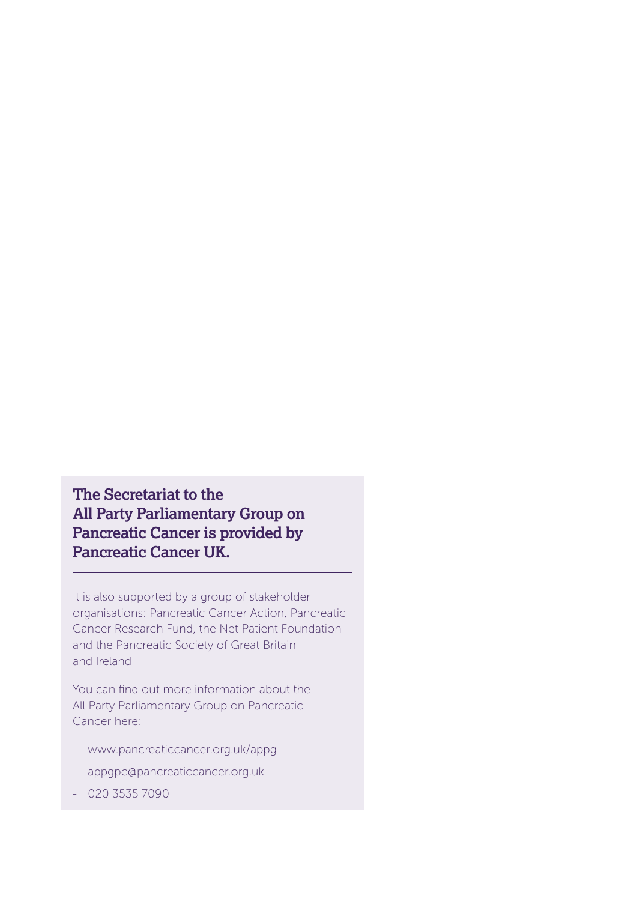## The Secretariat to the All Party Parliamentary Group on Pancreatic Cancer is provided by Pancreatic Cancer UK.

---

It is also supported by a group of stakeholder organisations: Pancreatic Cancer Action, Pancreatic Cancer Research Fund, the Net Patient Foundation and the Pancreatic Society of Great Britain and Ireland

You can find out more information about the All Party Parliamentary Group on Pancreatic Cancer here:

- www.pancreaticcancer.org.uk/appg
- appgpc@pancreaticcancer.org.uk
- 020 3535 7090